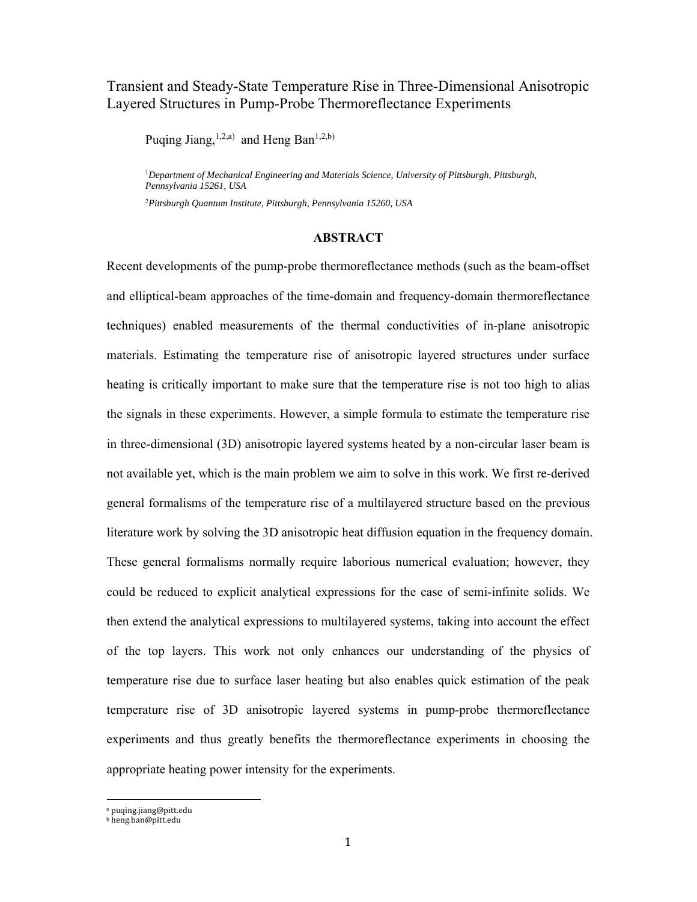# Transient and Steady-State Temperature Rise in Three-Dimensional Anisotropic Layered Structures in Pump-Probe Thermoreflectance Experiments

Puqing Jiang,[1,2,a] and Heng Ban[1,2,b]

[1] *Department of Mechanical Engineering and Materials Science, University of Pittsburgh, Pittsburgh, Pennsylvania 15261, USA*

[2] *Pittsburgh Quantum Institute, Pittsburgh, Pennsylvania 15260, USA*

## ABSTRACT

Recent developments of the pump-probe thermoreflectance methods (such as the beam-offset and elliptical-beam approaches of the time-domain and frequency-domain thermoreflectance techniques) enabled measurements of the thermal conductivities of in-plane anisotropic materials. Estimating the temperature rise of anisotropic layered structures under surface heating is critically important to make sure that the temperature rise is not too high to alias the signals in these experiments. However, a simple formula to estimate the temperature rise in three-dimensional (3D) anisotropic layered systems heated by a non-circular laser beam is not available yet, which is the main problem we aim to solve in this work. We first re-derived general formalisms of the temperature rise of a multilayered structure based on the previous literature work by solving the 3D anisotropic heat diffusion equation in the frequency domain. These general formalisms normally require laborious numerical evaluation; however, they could be reduced to explicit analytical expressions for the case of semi-infinite solids. We then extend the analytical expressions to multilayered systems, taking into account the effect of the top layers. This work not only enhances our understanding of the physics of temperature rise due to surface laser heating but also enables quick estimation of the peak temperature rise of 3D anisotropic layered systems in pump-probe thermoreflectance experiments and thus greatly benefits the thermoreflectance experiments in choosing the appropriate heating power intensity for the experiments.

[a] puqing.jiang@pitt.edu

[b] heng.ban@pitt.edu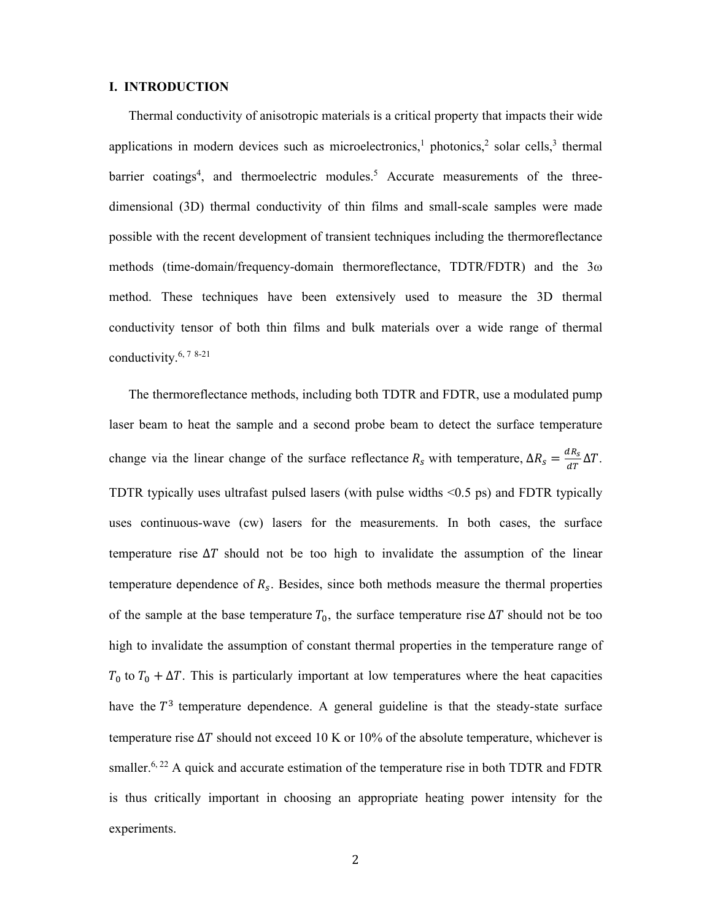## I. INTRODUCTION

Thermal conductivity of anisotropic materials is a critical property that impacts their wide applications in modern devices such as microelectronics,[1] photonics,[2] solar cells,[3] thermal barrier coatings[4], and thermoelectric modules.[5] Accurate measurements of the three-dimensional (3D) thermal conductivity of thin films and small-scale samples were made possible with the recent development of transient techniques including the thermoreflectance methods (time-domain/frequency-domain thermoreflectance, TDTR/FDTR) and the 3ω method. These techniques have been extensively used to measure the 3D thermal conductivity tensor of both thin films and bulk materials over a wide range of thermal conductivity.[6, 7 8-21]

The thermoreflectance methods, including both TDTR and FDTR, use a modulated pump laser beam to heat the sample and a second probe beam to detect the surface temperature change via the linear change of the surface reflectance $R_s$ with temperature, $\Delta R_s = \frac{dR_s}{dT}\Delta T$. TDTR typically uses ultrafast pulsed lasers (with pulse widths <0.5 ps) and FDTR typically uses continuous-wave (cw) lasers for the measurements. In both cases, the surface temperature rise $\Delta T$ should not be too high to invalidate the assumption of the linear temperature dependence of $R_s$. Besides, since both methods measure the thermal properties of the sample at the base temperature $T_0$, the surface temperature rise $\Delta T$ should not be too high to invalidate the assumption of constant thermal properties in the temperature range of $T_0$ to $T_0 + \Delta T$. This is particularly important at low temperatures where the heat capacities have the $T^3$ temperature dependence. A general guideline is that the steady-state surface temperature rise $\Delta T$ should not exceed 10 K or 10% of the absolute temperature, whichever is smaller.[6, 22] A quick and accurate estimation of the temperature rise in both TDTR and FDTR is thus critically important in choosing an appropriate heating power intensity for the experiments.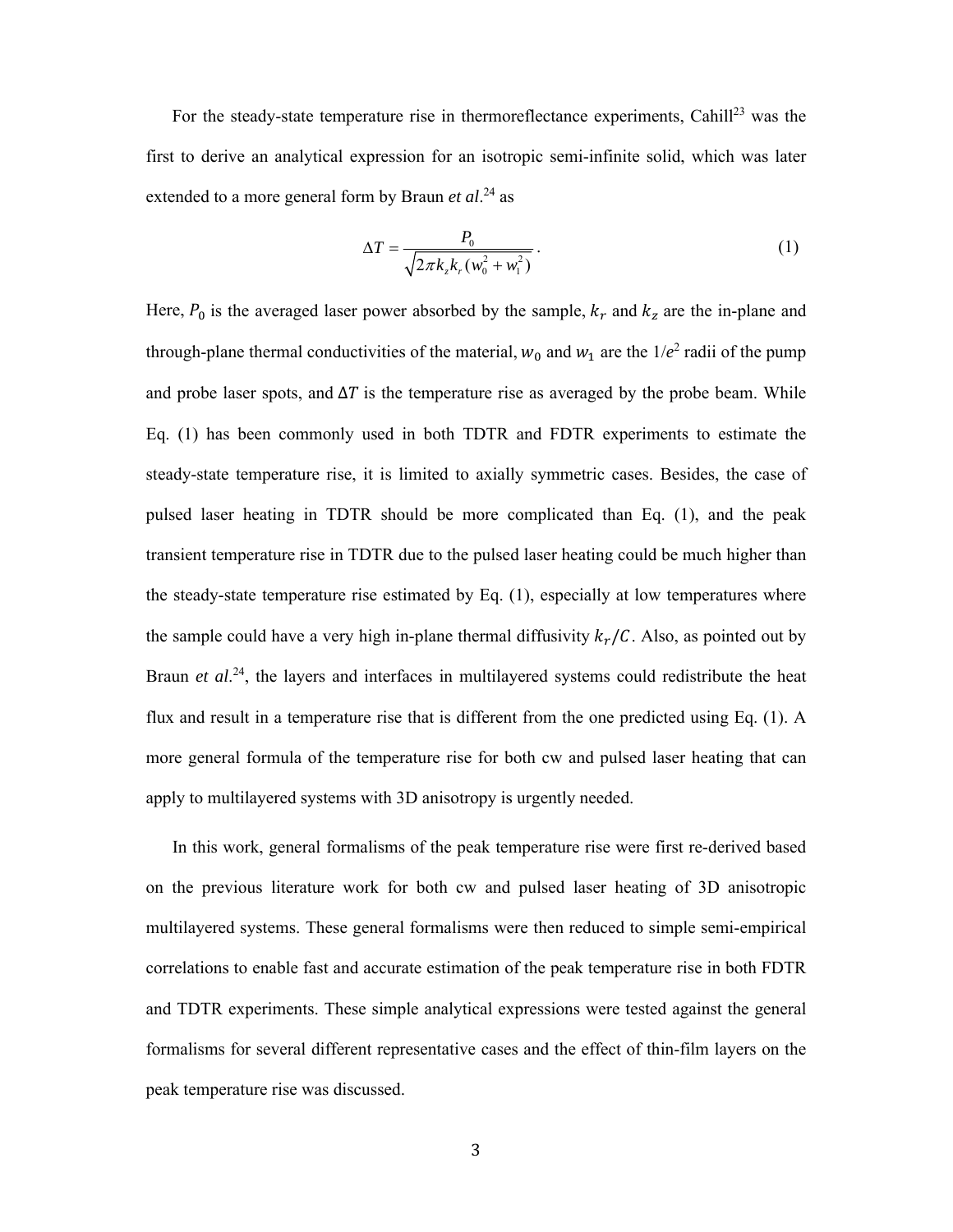For the steady-state temperature rise in thermoreflectance experiments, Cahill[23] was the first to derive an analytical expression for an isotropic semi-infinite solid, which was later extended to a more general form by Braun *et al*.[24] as

$$\Delta T = \frac{P_0}{\sqrt{2\pi k_z k_r (w_0^2 + w_1^2)}}. \tag{1}$$

Here, $P_0$ is the averaged laser power absorbed by the sample, $k_r$ and $k_z$ are the in-plane and through-plane thermal conductivities of the material, $w_0$ and $w_1$ are the $1/e^2$ radii of the pump and probe laser spots, and $\Delta T$ is the temperature rise as averaged by the probe beam. While Eq. (1) has been commonly used in both TDTR and FDTR experiments to estimate the steady-state temperature rise, it is limited to axially symmetric cases. Besides, the case of pulsed laser heating in TDTR should be more complicated than Eq. (1), and the peak transient temperature rise in TDTR due to the pulsed laser heating could be much higher than the steady-state temperature rise estimated by Eq. (1), especially at low temperatures where the sample could have a very high in-plane thermal diffusivity $k_r/C$. Also, as pointed out by Braun *et al.*[24], the layers and interfaces in multilayered systems could redistribute the heat flux and result in a temperature rise that is different from the one predicted using Eq. (1). A more general formula of the temperature rise for both cw and pulsed laser heating that can apply to multilayered systems with 3D anisotropy is urgently needed.

In this work, general formalisms of the peak temperature rise were first re-derived based on the previous literature work for both cw and pulsed laser heating of 3D anisotropic multilayered systems. These general formalisms were then reduced to simple semi-empirical correlations to enable fast and accurate estimation of the peak temperature rise in both FDTR and TDTR experiments. These simple analytical expressions were tested against the general formalisms for several different representative cases and the effect of thin-film layers on the peak temperature rise was discussed.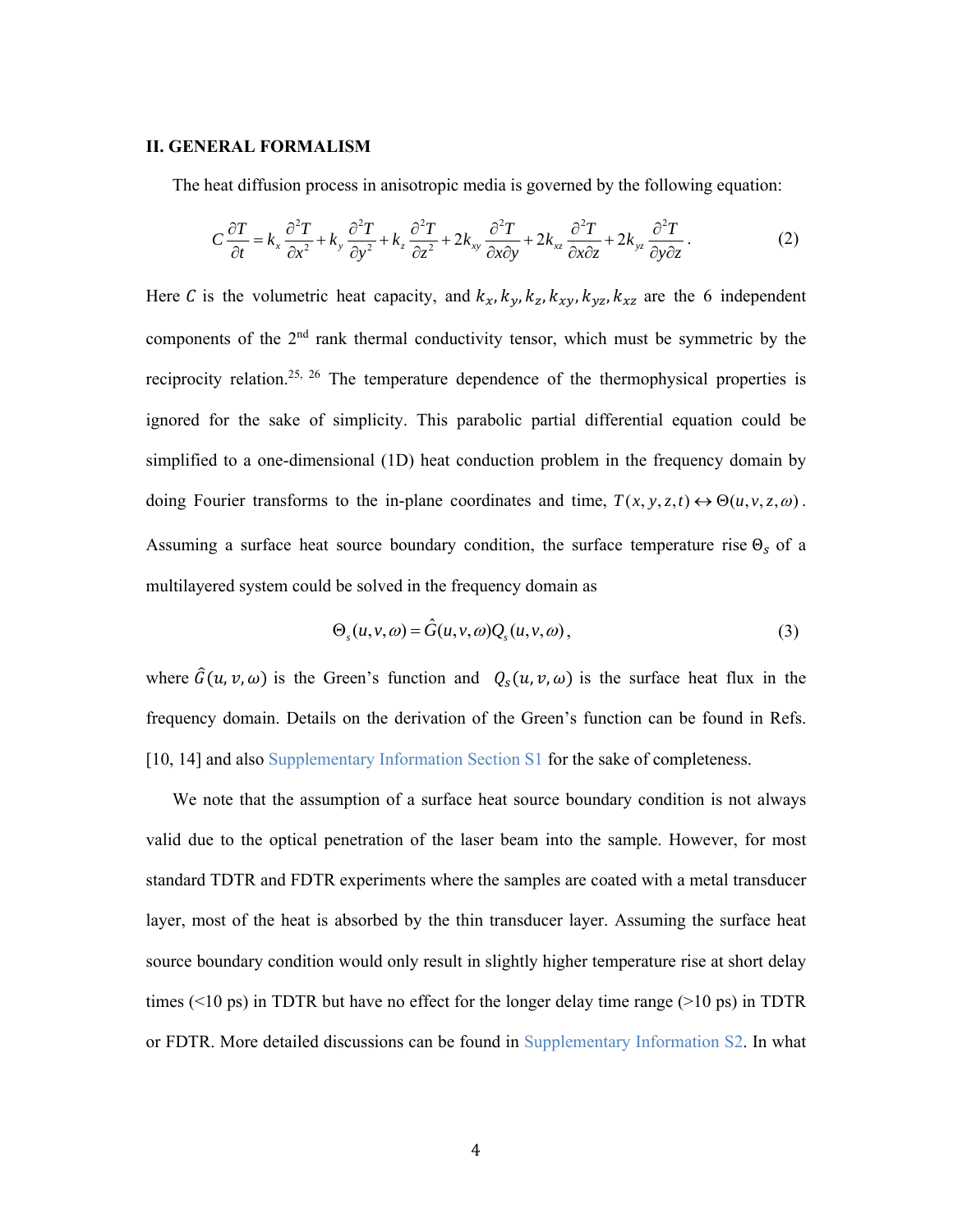## II. GENERAL FORMALISM

The heat diffusion process in anisotropic media is governed by the following equation:

$$C\frac{\partial T}{\partial t} = k_x\frac{\partial^2 T}{\partial x^2} + k_y\frac{\partial^2 T}{\partial y^2} + k_z\frac{\partial^2 T}{\partial z^2} + 2k_{xy}\frac{\partial^2 T}{\partial x \partial y} + 2k_{xz}\frac{\partial^2 T}{\partial x \partial z} + 2k_{yz}\frac{\partial^2 T}{\partial y \partial z}. \tag{2}$$

Here $C$ is the volumetric heat capacity, and $k_x, k_y, k_z, k_{xy}, k_{yz}, k_{xz}$ are the 6 independent components of the 2nd rank thermal conductivity tensor, which must be symmetric by the reciprocity relation.[25, 26] The temperature dependence of the thermophysical properties is ignored for the sake of simplicity. This parabolic partial differential equation could be simplified to a one-dimensional (1D) heat conduction problem in the frequency domain by doing Fourier transforms to the in-plane coordinates and time, $T(x,y,z,t) \leftrightarrow \Theta(u,v,z,\omega)$. Assuming a surface heat source boundary condition, the surface temperature rise $\Theta_s$ of a multilayered system could be solved in the frequency domain as

$$\Theta_s(u,v,\omega) = \hat{G}(u,v,\omega)Q_s(u,v,\omega), \tag{3}$$

where $\hat{G}(u,v,\omega)$ is the Green's function and $Q_s(u,v,\omega)$ is the surface heat flux in the frequency domain. Details on the derivation of the Green's function can be found in Refs. [10, 14] and also Supplementary Information Section S1 for the sake of completeness.

We note that the assumption of a surface heat source boundary condition is not always valid due to the optical penetration of the laser beam into the sample. However, for most standard TDTR and FDTR experiments where the samples are coated with a metal transducer layer, most of the heat is absorbed by the thin transducer layer. Assuming the surface heat source boundary condition would only result in slightly higher temperature rise at short delay times (<10 ps) in TDTR but have no effect for the longer delay time range (>10 ps) in TDTR or FDTR. More detailed discussions can be found in Supplementary Information S2. In what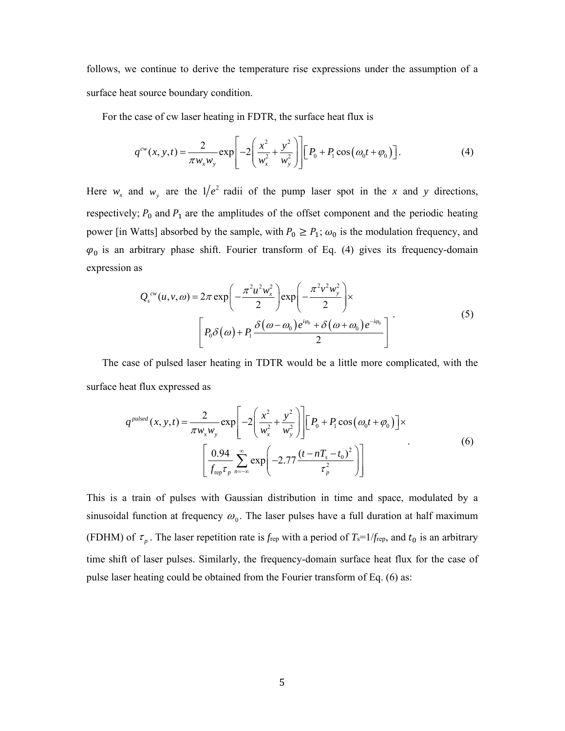follows, we continue to derive the temperature rise expressions under the assumption of a surface heat source boundary condition.

For the case of cw laser heating in FDTR, the surface heat flux is

$$q^{cw}(x,y,t) = \frac{2}{\pi w_x w_y} \exp\left[-2\left(\frac{x^2}{w_x^2} + \frac{y^2}{w_y^2}\right)\right]\left[P_0 + P_1 \cos\left(\omega_0 t + \varphi_0\right)\right]. \tag{4}$$

Here $w_x$ and $w_y$ are the $1/e^2$ radii of the pump laser spot in the $x$ and $y$ directions, respectively; $P_0$ and $P_1$ are the amplitudes of the offset component and the periodic heating power [in Watts] absorbed by the sample, with $P_0 \geq P_1$; $\omega_0$ is the modulation frequency, and $\varphi_0$ is an arbitrary phase shift. Fourier transform of Eq. (4) gives its frequency-domain expression as

$$Q_s^{cw}(u,v,\omega) = 2\pi \exp\left(-\frac{\pi^2 u^2 w_x^2}{2}\right)\exp\left(-\frac{\pi^2 v^2 w_y^2}{2}\right)\times \left[P_0\delta(\omega) + P_1\frac{\delta(\omega-\omega_0)e^{i\varphi_0} + \delta(\omega+\omega_0)e^{-i\varphi_0}}{2}\right]. \tag{5}$$

The case of pulsed laser heating in TDTR would be a little more complicated, with the surface heat flux expressed as

$$q^{pulsed}(x,y,t) = \frac{2}{\pi w_x w_y} \exp\left[-2\left(\frac{x^2}{w_x^2} + \frac{y^2}{w_y^2}\right)\right]\left[P_0 + P_1 \cos\left(\omega_0 t + \varphi_0\right)\right]\times \left[\frac{0.94}{f_{\text{rep}}\tau_p}\sum_{n=-\infty}^{\infty} \exp\left(-2.77\frac{(t - nT_s - t_0)^2}{\tau_p^2}\right)\right]. \tag{6}$$

This is a train of pulses with Gaussian distribution in time and space, modulated by a sinusoidal function at frequency $\omega_0$. The laser pulses have a full duration at half maximum (FDHM) of $\tau_p$. The laser repetition rate is $f_{\text{rep}}$ with a period of $T_s=1/f_{\text{rep}}$, and $t_0$ is an arbitrary time shift of laser pulses. Similarly, the frequency-domain surface heat flux for the case of pulse laser heating could be obtained from the Fourier transform of Eq. (6) as: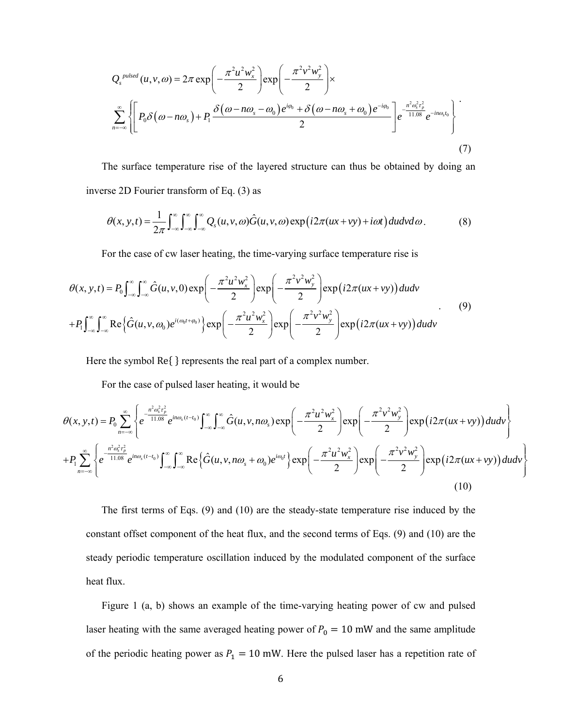$$
Q_s^{pulsed}(u,v,\omega) = 2\pi \exp\left(-\frac{\pi^2 u^2 w_x^2}{2}\right)\exp\left(-\frac{\pi^2 v^2 w_y^2}{2}\right)\times
$$

$$
\sum_{n=-\infty}^{\infty}\left\{\left[P_0\delta\left(\omega - n\omega_s\right) + P_1\frac{\delta\left(\omega - n\omega_s - \omega_0\right)e^{i\varphi_0} + \delta\left(\omega - n\omega_s + \omega_0\right)e^{-i\varphi_0}}{2}\right]e^{-\frac{n^2\omega_s^2\tau_p^2}{11.08}}e^{-in\omega_s t_0}\right\}. \tag{7}
$$

The surface temperature rise of the layered structure can thus be obtained by doing an inverse 2D Fourier transform of Eq. (3) as

$$
\theta(x,y,t) = \frac{1}{2\pi}\int_{-\infty}^{\infty}\int_{-\infty}^{\infty}\int_{-\infty}^{\infty} Q_s(u,v,\omega)\hat{G}(u,v,\omega)\exp\left(i2\pi(ux+vy)+i\omega t\right)dudvd\omega. \tag{8}
$$

For the case of cw laser heating, the time-varying surface temperature rise is

$$
\begin{aligned}
\theta(x,y,t) &= P_0\int_{-\infty}^{\infty}\int_{-\infty}^{\infty}\hat{G}(u,v,0)\exp\left(-\frac{\pi^2 u^2 w_x^2}{2}\right)\exp\left(-\frac{\pi^2 v^2 w_y^2}{2}\right)\exp\left(i2\pi(ux+vy)\right)dudv \\
&+ P_1\int_{-\infty}^{\infty}\int_{-\infty}^{\infty}\mathrm{Re}\left\{\hat{G}(u,v,\omega_0)e^{i(\omega_0 t+\varphi_0)}\right\}\exp\left(-\frac{\pi^2 u^2 w_x^2}{2}\right)\exp\left(-\frac{\pi^2 v^2 w_y^2}{2}\right)\exp\left(i2\pi(ux+vy)\right)dudv
\end{aligned}. \tag{9}
$$

Here the symbol Re{ } represents the real part of a complex number.

For the case of pulsed laser heating, it would be

$$
\begin{aligned}
\theta(x,y,t) &= P_0\sum_{n=-\infty}^{\infty}\left\{e^{-\frac{n^2\omega_s^2\tau_p^2}{11.08}}e^{in\omega_s(t-t_0)}\int_{-\infty}^{\infty}\int_{-\infty}^{\infty}\hat{G}(u,v,n\omega_s)\exp\left(-\frac{\pi^2 u^2 w_x^2}{2}\right)\exp\left(-\frac{\pi^2 v^2 w_y^2}{2}\right)\exp\left(i2\pi(ux+vy)\right)dudv\right\} \\
&+ P_1\sum_{n=-\infty}^{\infty}\left\{e^{-\frac{n^2\omega_s^2\tau_p^2}{11.08}}e^{in\omega_s(t-t_0)}\int_{-\infty}^{\infty}\int_{-\infty}^{\infty}\mathrm{Re}\left\{\hat{G}(u,v,n\omega_s+\omega_0)e^{i\omega_0 t}\right\}\exp\left(-\frac{\pi^2 u^2 w_x^2}{2}\right)\exp\left(-\frac{\pi^2 v^2 w_y^2}{2}\right)\exp\left(i2\pi(ux+vy)\right)dudv\right\}
\end{aligned} \tag{10}
$$

The first terms of Eqs. (9) and (10) are the steady-state temperature rise induced by the constant offset component of the heat flux, and the second terms of Eqs. (9) and (10) are the steady periodic temperature oscillation induced by the modulated component of the surface heat flux.

Figure 1 (a, b) shows an example of the time-varying heating power of cw and pulsed laser heating with the same averaged heating power of $P_0 = 10$ mW and the same amplitude of the periodic heating power as $P_1 = 10$ mW. Here the pulsed laser has a repetition rate of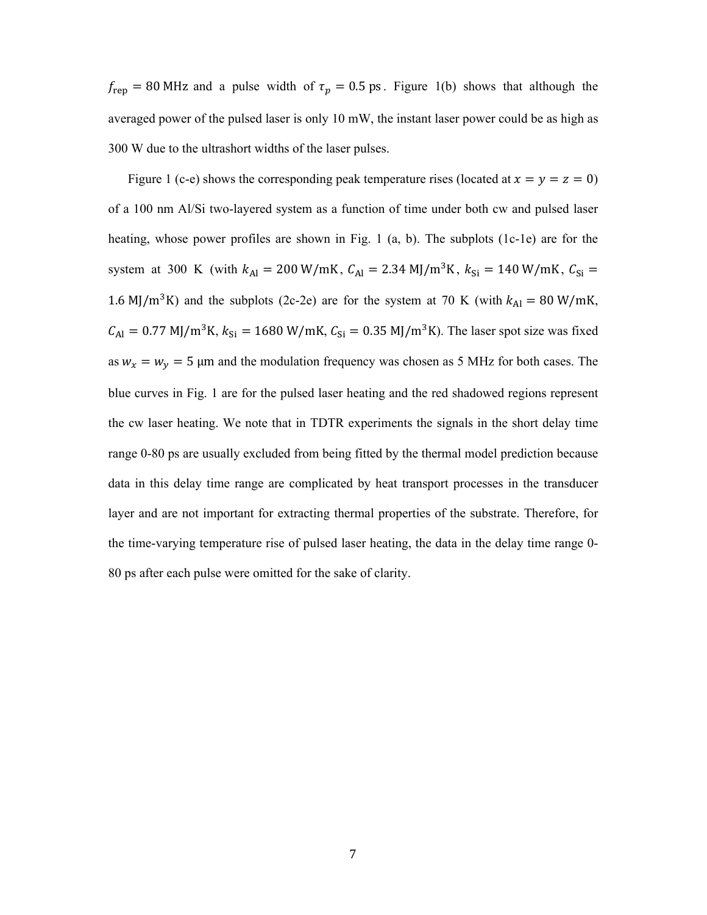$f_{\text{rep}} = 80$ MHz and a pulse width of $\tau_p = 0.5$ ps. Figure 1(b) shows that although the averaged power of the pulsed laser is only 10 mW, the instant laser power could be as high as 300 W due to the ultrashort widths of the laser pulses.

Figure 1 (c-e) shows the corresponding peak temperature rises (located at $x = y = z = 0$) of a 100 nm Al/Si two-layered system as a function of time under both cw and pulsed laser heating, whose power profiles are shown in Fig. 1 (a, b). The subplots (1c-1e) are for the system at 300 K (with $k_{\text{Al}} = 200\ \text{W/mK}$, $C_{\text{Al}} = 2.34\ \text{MJ/m}^3\text{K}$, $k_{\text{Si}} = 140\ \text{W/mK}$, $C_{\text{Si}} = 1.6\ \text{MJ/m}^3\text{K}$) and the subplots (2c-2e) are for the system at 70 K (with $k_{\text{Al}} = 80\ \text{W/mK}$, $C_{\text{Al}} = 0.77\ \text{MJ/m}^3\text{K}$, $k_{\text{Si}} = 1680\ \text{W/mK}$, $C_{\text{Si}} = 0.35\ \text{MJ/m}^3\text{K}$). The laser spot size was fixed as $w_x = w_y = 5$ μm and the modulation frequency was chosen as 5 MHz for both cases. The blue curves in Fig. 1 are for the pulsed laser heating and the red shadowed regions represent the cw laser heating. We note that in TDTR experiments the signals in the short delay time range 0-80 ps are usually excluded from being fitted by the thermal model prediction because data in this delay time range are complicated by heat transport processes in the transducer layer and are not important for extracting thermal properties of the substrate. Therefore, for the time-varying temperature rise of pulsed laser heating, the data in the delay time range 0-80 ps after each pulse were omitted for the sake of clarity.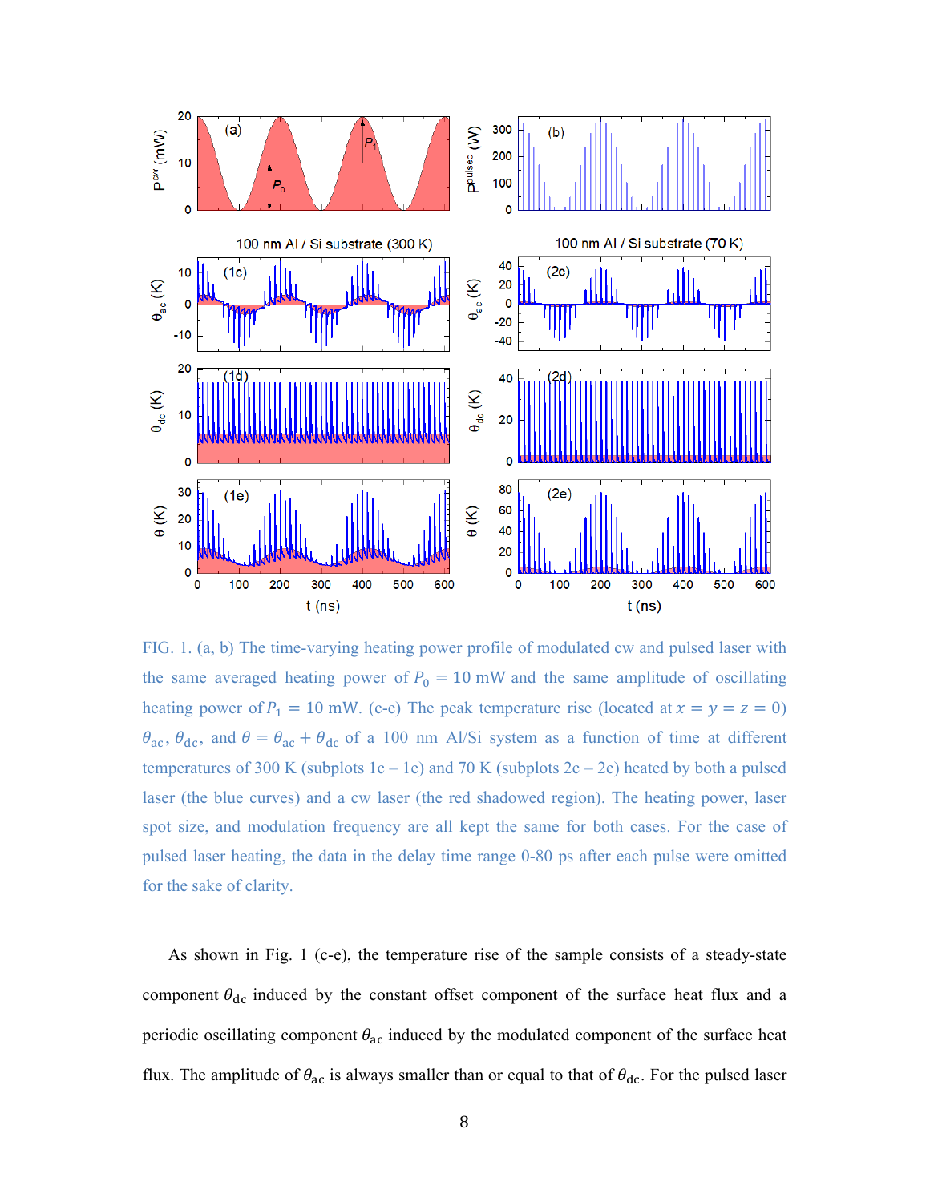FIG. 1. (a, b) The time-varying heating power profile of modulated cw and pulsed laser with the same averaged heating power of $P_0 = 10$ mW and the same amplitude of oscillating heating power of $P_1 = 10$ mW. (c-e) The peak temperature rise (located at $x = y = z = 0$) $\theta_{\mathrm{ac}}$, $\theta_{\mathrm{dc}}$, and $\theta = \theta_{\mathrm{ac}} + \theta_{\mathrm{dc}}$ of a 100 nm Al/Si system as a function of time at different temperatures of 300 K (subplots 1c – 1e) and 70 K (subplots 2c – 2e) heated by both a pulsed laser (the blue curves) and a cw laser (the red shadowed region). The heating power, laser spot size, and modulation frequency are all kept the same for both cases. For the case of pulsed laser heating, the data in the delay time range 0-80 ps after each pulse were omitted for the sake of clarity.

As shown in Fig. 1 (c-e), the temperature rise of the sample consists of a steady-state component $\theta_{\mathrm{dc}}$ induced by the constant offset component of the surface heat flux and a periodic oscillating component $\theta_{\mathrm{ac}}$ induced by the modulated component of the surface heat flux. The amplitude of $\theta_{\mathrm{ac}}$ is always smaller than or equal to that of $\theta_{\mathrm{dc}}$. For the pulsed laser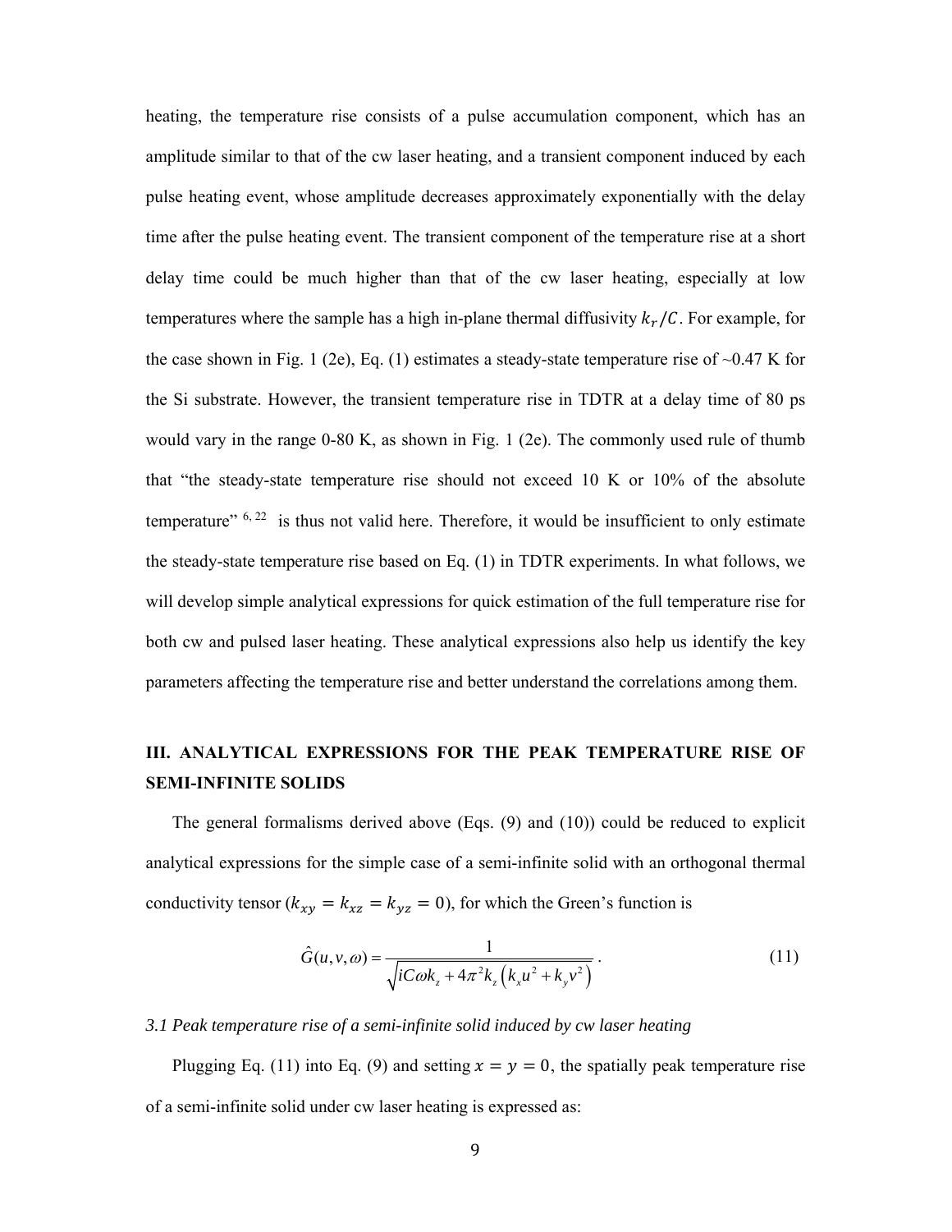heating, the temperature rise consists of a pulse accumulation component, which has an amplitude similar to that of the cw laser heating, and a transient component induced by each pulse heating event, whose amplitude decreases approximately exponentially with the delay time after the pulse heating event. The transient component of the temperature rise at a short delay time could be much higher than that of the cw laser heating, especially at low temperatures where the sample has a high in-plane thermal diffusivity $k_r/C$. For example, for the case shown in Fig. 1 (2e), Eq. (1) estimates a steady-state temperature rise of ~0.47 K for the Si substrate. However, the transient temperature rise in TDTR at a delay time of 80 ps would vary in the range 0-80 K, as shown in Fig. 1 (2e). The commonly used rule of thumb that "the steady-state temperature rise should not exceed 10 K or 10% of the absolute temperature" [6, 22] is thus not valid here. Therefore, it would be insufficient to only estimate the steady-state temperature rise based on Eq. (1) in TDTR experiments. In what follows, we will develop simple analytical expressions for quick estimation of the full temperature rise for both cw and pulsed laser heating. These analytical expressions also help us identify the key parameters affecting the temperature rise and better understand the correlations among them.

## III. ANALYTICAL EXPRESSIONS FOR THE PEAK TEMPERATURE RISE OF SEMI-INFINITE SOLIDS

The general formalisms derived above (Eqs. (9) and (10)) could be reduced to explicit analytical expressions for the simple case of a semi-infinite solid with an orthogonal thermal conductivity tensor ($k_{xy} = k_{xz} = k_{yz} = 0$), for which the Green's function is

$$\hat{G}(u,v,\omega) = \frac{1}{\sqrt{iC\omega k_z + 4\pi^2 k_z\left(k_x u^2 + k_y v^2\right)}} . \tag{11}$$

### *3.1 Peak temperature rise of a semi-infinite solid induced by cw laser heating*

Plugging Eq. (11) into Eq. (9) and setting $x = y = 0$, the spatially peak temperature rise of a semi-infinite solid under cw laser heating is expressed as: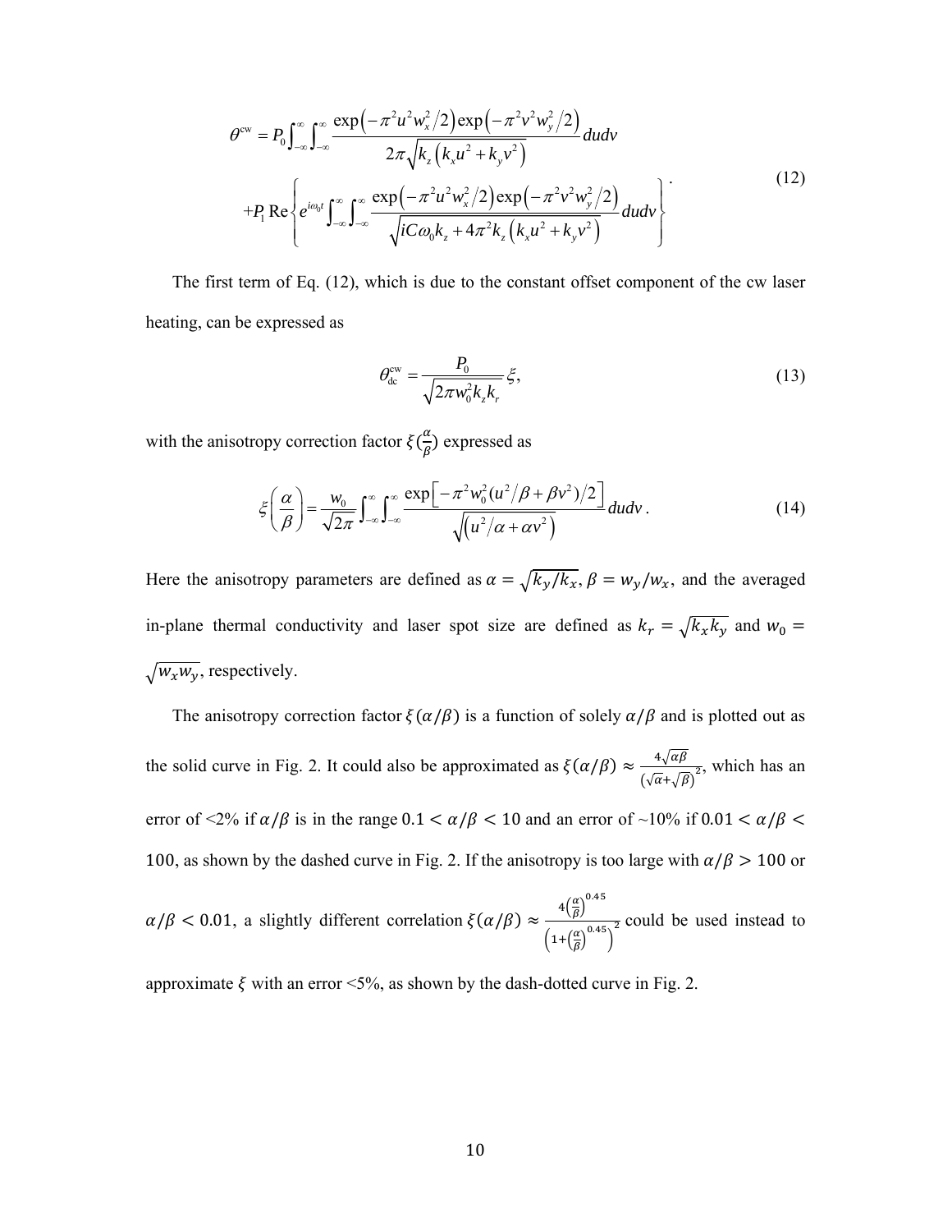$$\theta^{\rm cw} = P_0 \int_{-\infty}^{\infty}\int_{-\infty}^{\infty} \frac{\exp\left(-\pi^2 u^2 w_x^2/2\right)\exp\left(-\pi^2 v^2 w_y^2/2\right)}{2\pi\sqrt{k_z\left(k_x u^2 + k_y v^2\right)}} du dv$$
$$+ P_1 \,{\rm Re}\left\{ e^{i\omega_0 t} \int_{-\infty}^{\infty}\int_{-\infty}^{\infty} \frac{\exp\left(-\pi^2 u^2 w_x^2/2\right)\exp\left(-\pi^2 v^2 w_y^2/2\right)}{\sqrt{iC\omega_0 k_z + 4\pi^2 k_z\left(k_x u^2 + k_y v^2\right)}} du dv \right\}. \quad (12)$$

The first term of Eq. (12), which is due to the constant offset component of the cw laser heating, can be expressed as

$$\theta_{\rm dc}^{\rm cw} = \frac{P_0}{\sqrt{2\pi w_0^2 k_z k_r}} \xi, \quad (13)$$

with the anisotropy correction factor $\xi(\frac{\alpha}{\beta})$ expressed as

$$\xi\left(\frac{\alpha}{\beta}\right) = \frac{w_0}{\sqrt{2\pi}} \int_{-\infty}^{\infty}\int_{-\infty}^{\infty} \frac{\exp\left[-\pi^2 w_0^2 (u^2/\beta + \beta v^2)/2\right]}{\sqrt{\left(u^2/\alpha + \alpha v^2\right)}} du dv. \quad (14)$$

Here the anisotropy parameters are defined as $\alpha = \sqrt{k_y/k_x}$, $\beta = w_y/w_x$, and the averaged in-plane thermal conductivity and laser spot size are defined as $k_r = \sqrt{k_x k_y}$ and $w_0 = \sqrt{w_x w_y}$, respectively.

The anisotropy correction factor $\xi(\alpha/\beta)$ is a function of solely $\alpha/\beta$ and is plotted out as the solid curve in Fig. 2. It could also be approximated as $\xi(\alpha/\beta) \approx \frac{4\sqrt{\alpha\beta}}{(\sqrt{\alpha}+\sqrt{\beta})^2}$, which has an error of <2% if $\alpha/\beta$ is in the range $0.1 < \alpha/\beta < 10$ and an error of ~10% if $0.01 < \alpha/\beta < 100$, as shown by the dashed curve in Fig. 2. If the anisotropy is too large with $\alpha/\beta > 100$ or $\alpha/\beta < 0.01$, a slightly different correlation $\xi(\alpha/\beta) \approx \frac{4\left(\frac{\alpha}{\beta}\right)^{0.45}}{\left(1+\left(\frac{\alpha}{\beta}\right)^{0.45}\right)^2}$ could be used instead to approximate $\xi$ with an error <5%, as shown by the dash-dotted curve in Fig. 2.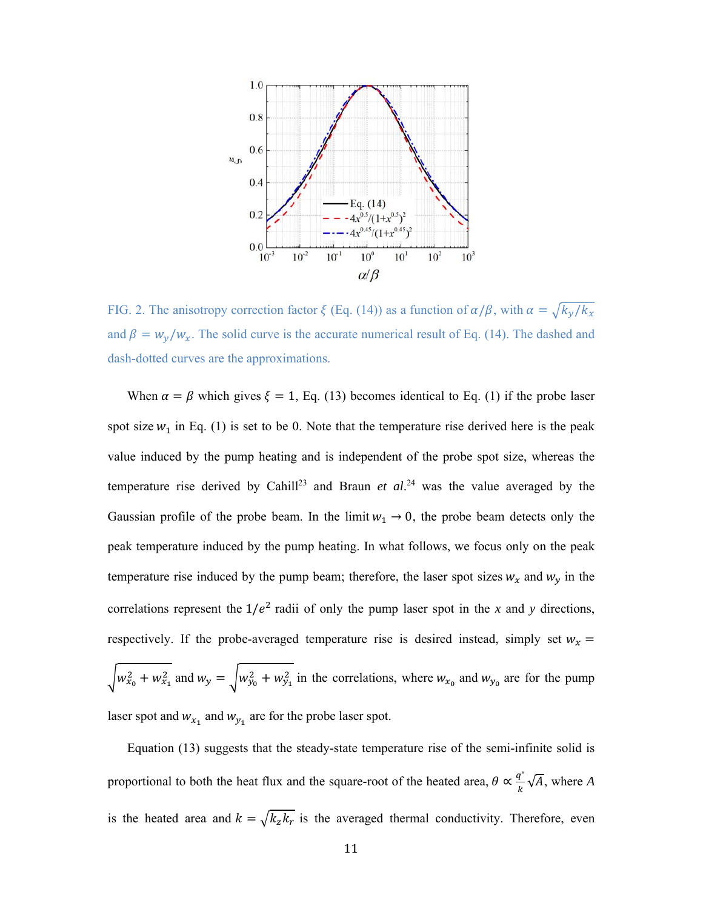FIG. 2. The anisotropy correction factor $\xi$ (Eq. (14)) as a function of $\alpha/\beta$, with $\alpha = \sqrt{k_y/k_x}$ and $\beta = w_y/w_x$. The solid curve is the accurate numerical result of Eq. (14). The dashed and dash-dotted curves are the approximations.

When $\alpha = \beta$ which gives $\xi = 1$, Eq. (13) becomes identical to Eq. (1) if the probe laser spot size $w_1$ in Eq. (1) is set to be 0. Note that the temperature rise derived here is the peak value induced by the pump heating and is independent of the probe spot size, whereas the temperature rise derived by Cahill[23] and Braun *et al.*[24] was the value averaged by the Gaussian profile of the probe beam. In the limit $w_1 \to 0$, the probe beam detects only the peak temperature induced by the pump heating. In what follows, we focus only on the peak temperature rise induced by the pump beam; therefore, the laser spot sizes $w_x$ and $w_y$ in the correlations represent the $1/e^2$ radii of only the pump laser spot in the $x$ and $y$ directions, respectively. If the probe-averaged temperature rise is desired instead, simply set $w_x = \sqrt{w_{x_0}^2 + w_{x_1}^2}$ and $w_y = \sqrt{w_{y_0}^2 + w_{y_1}^2}$ in the correlations, where $w_{x_0}$ and $w_{y_0}$ are for the pump laser spot and $w_{x_1}$ and $w_{y_1}$ are for the probe laser spot.

Equation (13) suggests that the steady-state temperature rise of the semi-infinite solid is proportional to both the heat flux and the square-root of the heated area, $\theta \propto \frac{q''}{k}\sqrt{A}$, where $A$ is the heated area and $k = \sqrt{k_z k_r}$ is the averaged thermal conductivity. Therefore, even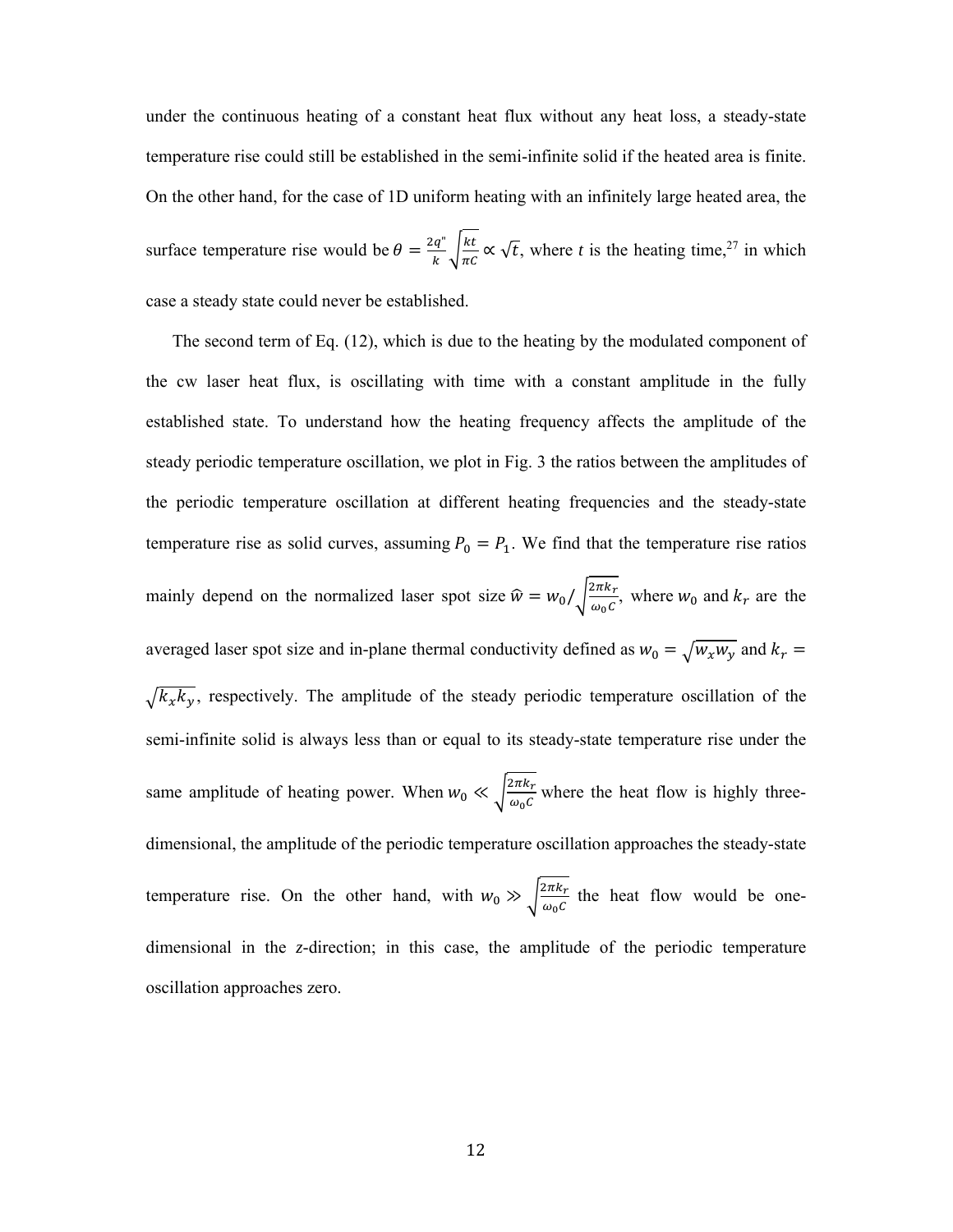under the continuous heating of a constant heat flux without any heat loss, a steady-state temperature rise could still be established in the semi-infinite solid if the heated area is finite. On the other hand, for the case of 1D uniform heating with an infinitely large heated area, the surface temperature rise would be $\theta = \frac{2q''}{k}\sqrt{\frac{kt}{\pi C}} \propto \sqrt{t}$, where $t$ is the heating time,[27] in which case a steady state could never be established.

The second term of Eq. (12), which is due to the heating by the modulated component of the cw laser heat flux, is oscillating with time with a constant amplitude in the fully established state. To understand how the heating frequency affects the amplitude of the steady periodic temperature oscillation, we plot in Fig. 3 the ratios between the amplitudes of the periodic temperature oscillation at different heating frequencies and the steady-state temperature rise as solid curves, assuming $P_0 = P_1$. We find that the temperature rise ratios mainly depend on the normalized laser spot size $\hat{w} = w_0/\sqrt{\frac{2\pi k_r}{\omega_0 C}}$, where $w_0$ and $k_r$ are the averaged laser spot size and in-plane thermal conductivity defined as $w_0 = \sqrt{w_x w_y}$ and $k_r = \sqrt{k_x k_y}$, respectively. The amplitude of the steady periodic temperature oscillation of the semi-infinite solid is always less than or equal to its steady-state temperature rise under the same amplitude of heating power. When $w_0 \ll \sqrt{\frac{2\pi k_r}{\omega_0 C}}$ where the heat flow is highly three-dimensional, the amplitude of the periodic temperature oscillation approaches the steady-state temperature rise. On the other hand, with $w_0 \gg \sqrt{\frac{2\pi k_r}{\omega_0 C}}$ the heat flow would be one-dimensional in the *z*-direction; in this case, the amplitude of the periodic temperature oscillation approaches zero.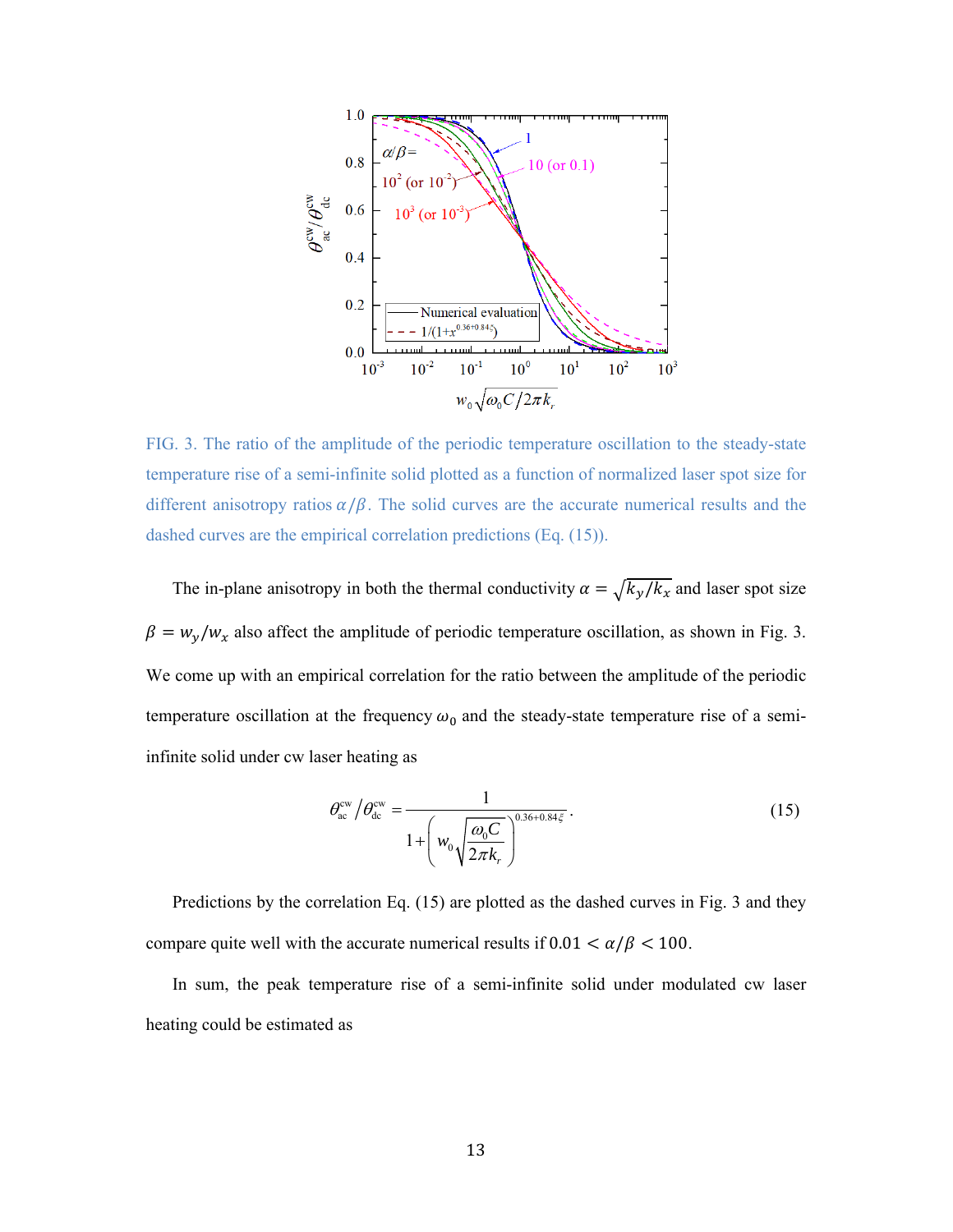FIG. 3. The ratio of the amplitude of the periodic temperature oscillation to the steady-state temperature rise of a semi-infinite solid plotted as a function of normalized laser spot size for different anisotropy ratios $\alpha/\beta$. The solid curves are the accurate numerical results and the dashed curves are the empirical correlation predictions (Eq. (15)).

The in-plane anisotropy in both the thermal conductivity $\alpha = \sqrt{k_y/k_x}$ and laser spot size $\beta = w_y/w_x$ also affect the amplitude of periodic temperature oscillation, as shown in Fig. 3. We come up with an empirical correlation for the ratio between the amplitude of the periodic temperature oscillation at the frequency $\omega_0$ and the steady-state temperature rise of a semi-infinite solid under cw laser heating as

$$\theta_{\rm ac}^{\rm cw} / \theta_{\rm dc}^{\rm cw} = \frac{1}{1+\left(w_0\sqrt{\dfrac{\omega_0 C}{2\pi k_r}}\right)^{0.36+0.84\xi}} . \tag{15}$$

Predictions by the correlation Eq. (15) are plotted as the dashed curves in Fig. 3 and they compare quite well with the accurate numerical results if $0.01 < \alpha/\beta < 100$.

In sum, the peak temperature rise of a semi-infinite solid under modulated cw laser heating could be estimated as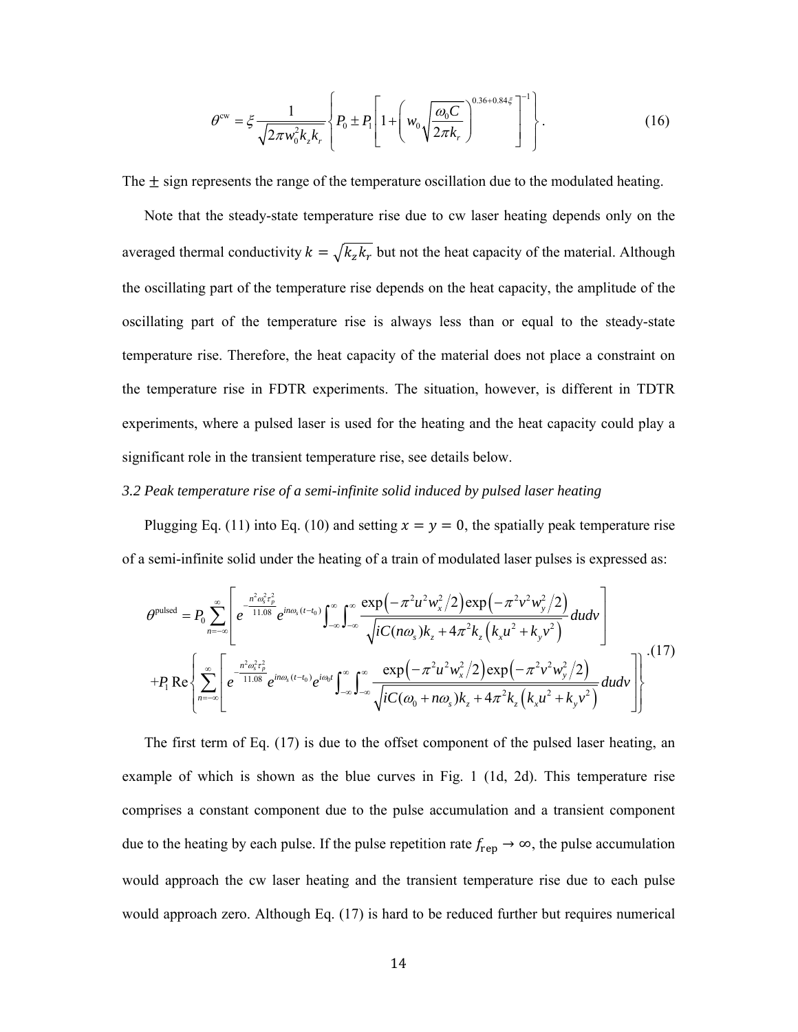$$\theta^{\text{cw}} = \xi \frac{1}{\sqrt{2\pi w_0^2 k_z k_r}} \left\{ P_0 \pm P_1 \left[ 1 + \left( w_0 \sqrt{\frac{\omega_0 C}{2\pi k_r}} \right)^{0.36+0.84\xi} \right]^{-1} \right\}. \tag{16}$$

The $\pm$ sign represents the range of the temperature oscillation due to the modulated heating.

Note that the steady-state temperature rise due to cw laser heating depends only on the averaged thermal conductivity $k = \sqrt{k_z k_r}$ but not the heat capacity of the material. Although the oscillating part of the temperature rise depends on the heat capacity, the amplitude of the oscillating part of the temperature rise is always less than or equal to the steady-state temperature rise. Therefore, the heat capacity of the material does not place a constraint on the temperature rise in FDTR experiments. The situation, however, is different in TDTR experiments, where a pulsed laser is used for the heating and the heat capacity could play a significant role in the transient temperature rise, see details below.

*3.2 Peak temperature rise of a semi-infinite solid induced by pulsed laser heating*

Plugging Eq. (11) into Eq. (10) and setting $x = y = 0$, the spatially peak temperature rise of a semi-infinite solid under the heating of a train of modulated laser pulses is expressed as:

$$\begin{aligned}
\theta^{\text{pulsed}} = {} & P_0 \sum_{n=-\infty}^{\infty} \left[ e^{-\frac{n^2 \omega_s^2 \tau_p^2}{11.08}} e^{in\omega_s (t-t_0)} \int_{-\infty}^{\infty} \int_{-\infty}^{\infty} \frac{\exp\left(-\pi^2 u^2 w_x^2 / 2\right) \exp\left(-\pi^2 v^2 w_y^2 / 2\right)}{\sqrt{iC(n\omega_s) k_z + 4\pi^2 k_z \left(k_x u^2 + k_y v^2\right)}} du dv \right] \\
& + P_1 \operatorname{Re} \left\{ \sum_{n=-\infty}^{\infty} \left[ e^{-\frac{n^2 \omega_s^2 \tau_p^2}{11.08}} e^{in\omega_s (t-t_0)} e^{i\omega_0 t} \int_{-\infty}^{\infty} \int_{-\infty}^{\infty} \frac{\exp\left(-\pi^2 u^2 w_x^2 / 2\right) \exp\left(-\pi^2 v^2 w_y^2 / 2\right)}{\sqrt{iC(\omega_0 + n\omega_s) k_z + 4\pi^2 k_z \left(k_x u^2 + k_y v^2\right)}} du dv \right] \right\}
\end{aligned} \tag{17}$$

The first term of Eq. (17) is due to the offset component of the pulsed laser heating, an example of which is shown as the blue curves in Fig. 1 (1d, 2d). This temperature rise comprises a constant component due to the pulse accumulation and a transient component due to the heating by each pulse. If the pulse repetition rate $f_{\text{rep}} \to \infty$, the pulse accumulation would approach the cw laser heating and the transient temperature rise due to each pulse would approach zero. Although Eq. (17) is hard to be reduced further but requires numerical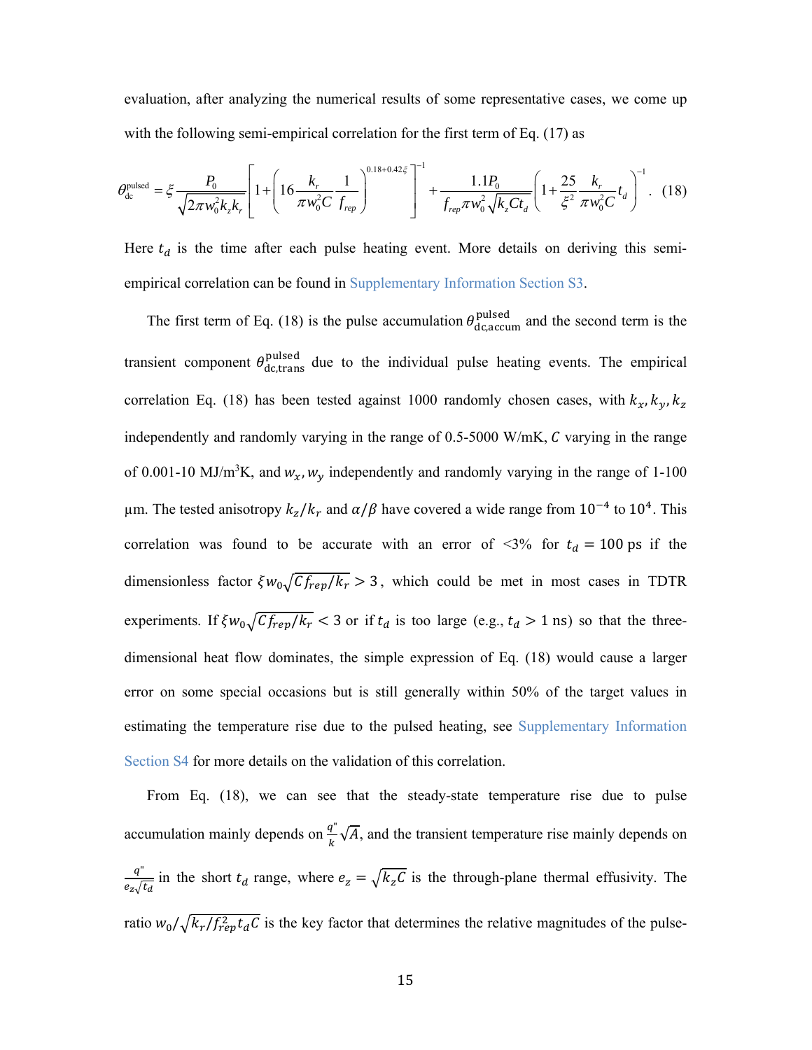evaluation, after analyzing the numerical results of some representative cases, we come up with the following semi-empirical correlation for the first term of Eq. (17) as

$$\theta_{\mathrm{dc}}^{\mathrm{pulsed}} = \xi \frac{P_0}{\sqrt{2\pi w_0^2 k_z k_r}} \left[ 1 + \left( 16 \frac{k_r}{\pi w_0^2 C} \frac{1}{f_{rep}} \right)^{0.18+0.42\xi} \right]^{-1} + \frac{1.1 P_0}{f_{rep} \pi w_0^2 \sqrt{k_z C t_d}} \left( 1 + \frac{25}{\xi^2} \frac{k_r}{\pi w_0^2 C} t_d \right)^{-1}. \quad (18)$$

Here $t_d$ is the time after each pulse heating event. More details on deriving this semi-empirical correlation can be found in Supplementary Information Section S3.

The first term of Eq. (18) is the pulse accumulation $\theta_{\mathrm{dc,accum}}^{\mathrm{pulsed}}$ and the second term is the transient component $\theta_{\mathrm{dc,trans}}^{\mathrm{pulsed}}$ due to the individual pulse heating events. The empirical correlation Eq. (18) has been tested against 1000 randomly chosen cases, with $k_x, k_y, k_z$ independently and randomly varying in the range of 0.5-5000 W/mK, $C$ varying in the range of 0.001-10 MJ/m$^3$K, and $w_x, w_y$ independently and randomly varying in the range of 1-100 µm. The tested anisotropy $k_z/k_r$ and $\alpha/\beta$ have covered a wide range from $10^{-4}$ to $10^{4}$. This correlation was found to be accurate with an error of <3% for $t_d = 100$ ps if the dimensionless factor $\xi w_0 \sqrt{C f_{rep}/k_r} > 3$, which could be met in most cases in TDTR experiments. If $\xi w_0 \sqrt{C f_{rep}/k_r} < 3$ or if $t_d$ is too large (e.g., $t_d > 1$ ns) so that the three-dimensional heat flow dominates, the simple expression of Eq. (18) would cause a larger error on some special occasions but is still generally within 50% of the target values in estimating the temperature rise due to the pulsed heating, see Supplementary Information Section S4 for more details on the validation of this correlation.

From Eq. (18), we can see that the steady-state temperature rise due to pulse accumulation mainly depends on $\frac{q''}{k}\sqrt{A}$, and the transient temperature rise mainly depends on $\frac{q''}{e_z\sqrt{t_d}}$ in the short $t_d$ range, where $e_z = \sqrt{k_z C}$ is the through-plane thermal effusivity. The ratio $w_0/\sqrt{k_r/f_{rep}^2 t_d C}$ is the key factor that determines the relative magnitudes of the pulse-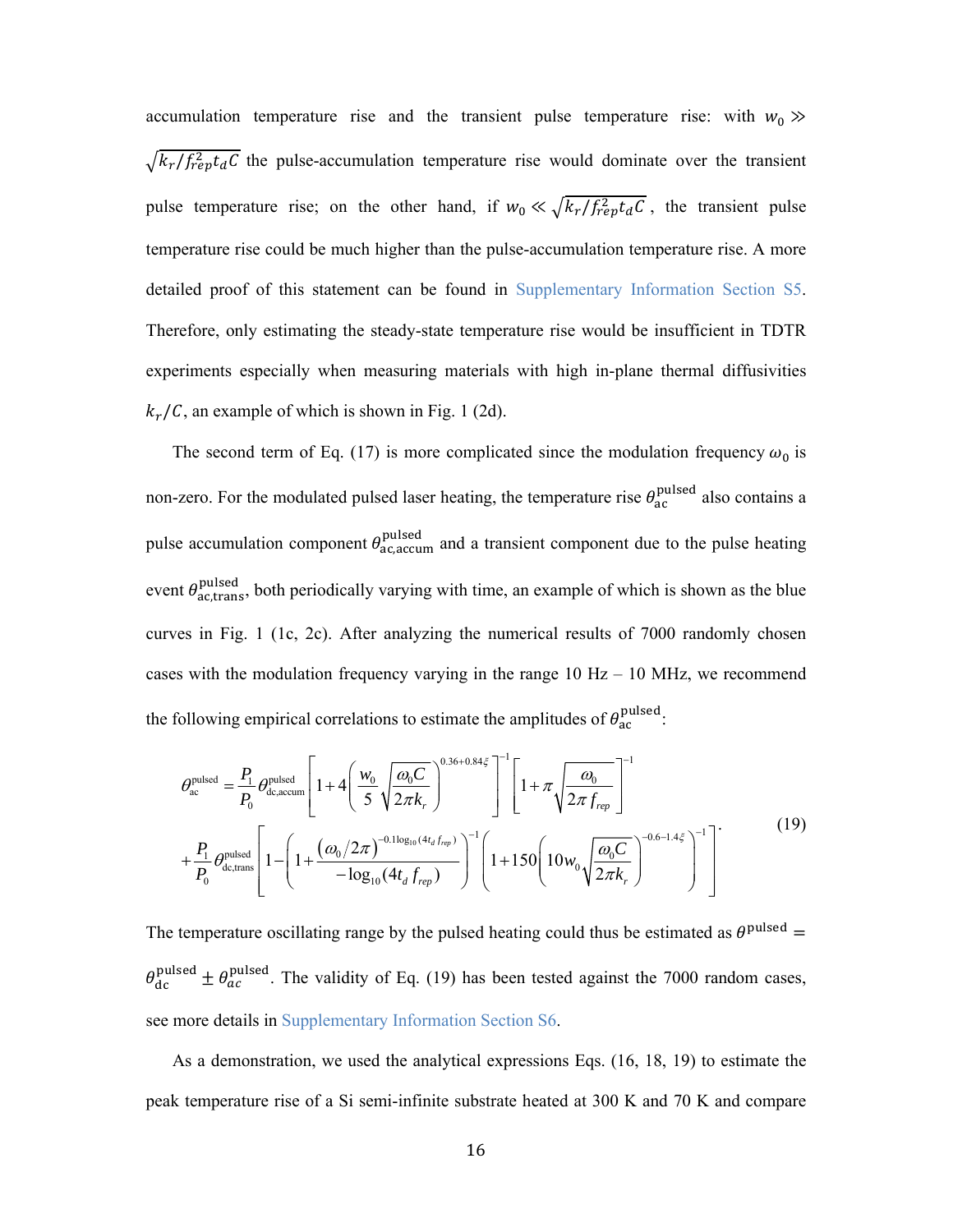accumulation temperature rise and the transient pulse temperature rise: with $w_0 \gg \sqrt{k_r/f_{rep}^2 t_d C}$ the pulse-accumulation temperature rise would dominate over the transient pulse temperature rise; on the other hand, if $w_0 \ll \sqrt{k_r/f_{rep}^2 t_d C}$, the transient pulse temperature rise could be much higher than the pulse-accumulation temperature rise. A more detailed proof of this statement can be found in Supplementary Information Section S5. Therefore, only estimating the steady-state temperature rise would be insufficient in TDTR experiments especially when measuring materials with high in-plane thermal diffusivities $k_r/C$, an example of which is shown in Fig. 1 (2d).

The second term of Eq. (17) is more complicated since the modulation frequency $\omega_0$ is non-zero. For the modulated pulsed laser heating, the temperature rise $\theta_{\mathrm{ac}}^{\mathrm{pulsed}}$ also contains a pulse accumulation component $\theta_{\mathrm{ac,accum}}^{\mathrm{pulsed}}$ and a transient component due to the pulse heating event $\theta_{\mathrm{ac,trans}}^{\mathrm{pulsed}}$, both periodically varying with time, an example of which is shown as the blue curves in Fig. 1 (1c, 2c). After analyzing the numerical results of 7000 randomly chosen cases with the modulation frequency varying in the range 10 Hz – 10 MHz, we recommend the following empirical correlations to estimate the amplitudes of $\theta_{\mathrm{ac}}^{\mathrm{pulsed}}$:

$$
\begin{aligned}
\theta_{\mathrm{ac}}^{\mathrm{pulsed}} = {} & \frac{P_1}{P_0}\theta_{\mathrm{dc,accum}}^{\mathrm{pulsed}}\left[1+4\left(\frac{w_0}{5}\sqrt{\frac{\omega_0 C}{2\pi k_r}}\right)^{0.36+0.84\xi}\right]^{-1}\left[1+\pi\sqrt{\frac{\omega_0}{2\pi f_{rep}}}\right]^{-1} \\
& +\frac{P_1}{P_0}\theta_{\mathrm{dc,trans}}^{\mathrm{pulsed}}\left[1-\left(1+\frac{(\omega_0/2\pi)^{-0.1\log_{10}(4t_d f_{rep})}}{-\log_{10}(4t_d f_{rep})}\right)^{-1}\left(1+150\left(10w_0\sqrt{\frac{\omega_0 C}{2\pi k_r}}\right)^{-0.6-1.4\xi}\right)^{-1}\right]
\end{aligned}
\tag{19}
$$

The temperature oscillating range by the pulsed heating could thus be estimated as $\theta^{\mathrm{pulsed}} = \theta_{\mathrm{dc}}^{\mathrm{pulsed}} \pm \theta_{ac}^{\mathrm{pulsed}}$. The validity of Eq. (19) has been tested against the 7000 random cases, see more details in Supplementary Information Section S6.

As a demonstration, we used the analytical expressions Eqs. (16, 18, 19) to estimate the peak temperature rise of a Si semi-infinite substrate heated at 300 K and 70 K and compare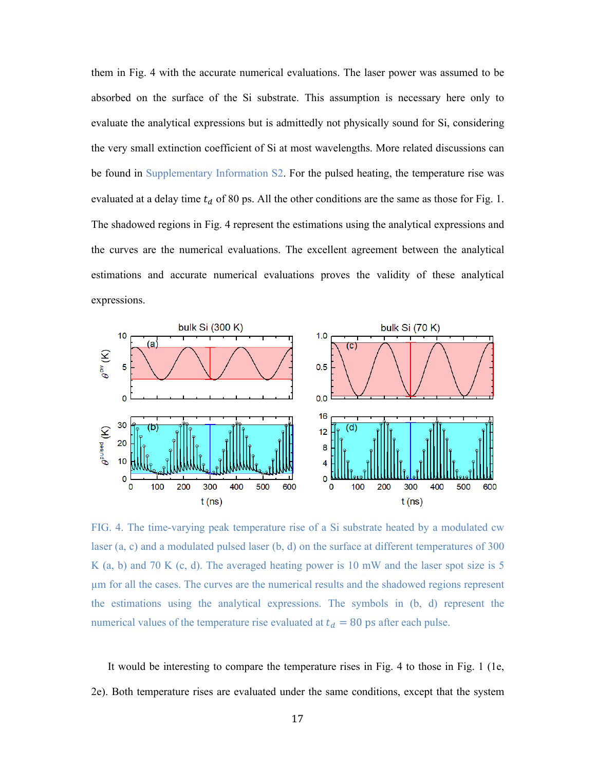them in Fig. 4 with the accurate numerical evaluations. The laser power was assumed to be absorbed on the surface of the Si substrate. This assumption is necessary here only to evaluate the analytical expressions but is admittedly not physically sound for Si, considering the very small extinction coefficient of Si at most wavelengths. More related discussions can be found in Supplementary Information S2. For the pulsed heating, the temperature rise was evaluated at a delay time $t_d$ of 80 ps. All the other conditions are the same as those for Fig. 1. The shadowed regions in Fig. 4 represent the estimations using the analytical expressions and the curves are the numerical evaluations. The excellent agreement between the analytical estimations and accurate numerical evaluations proves the validity of these analytical expressions.

FIG. 4. The time-varying peak temperature rise of a Si substrate heated by a modulated cw laser (a, c) and a modulated pulsed laser (b, d) on the surface at different temperatures of 300 K (a, b) and 70 K (c, d). The averaged heating power is 10 mW and the laser spot size is 5 µm for all the cases. The curves are the numerical results and the shadowed regions represent the estimations using the analytical expressions. The symbols in (b, d) represent the numerical values of the temperature rise evaluated at $t_d = 80$ ps after each pulse.

It would be interesting to compare the temperature rises in Fig. 4 to those in Fig. 1 (1e, 2e). Both temperature rises are evaluated under the same conditions, except that the system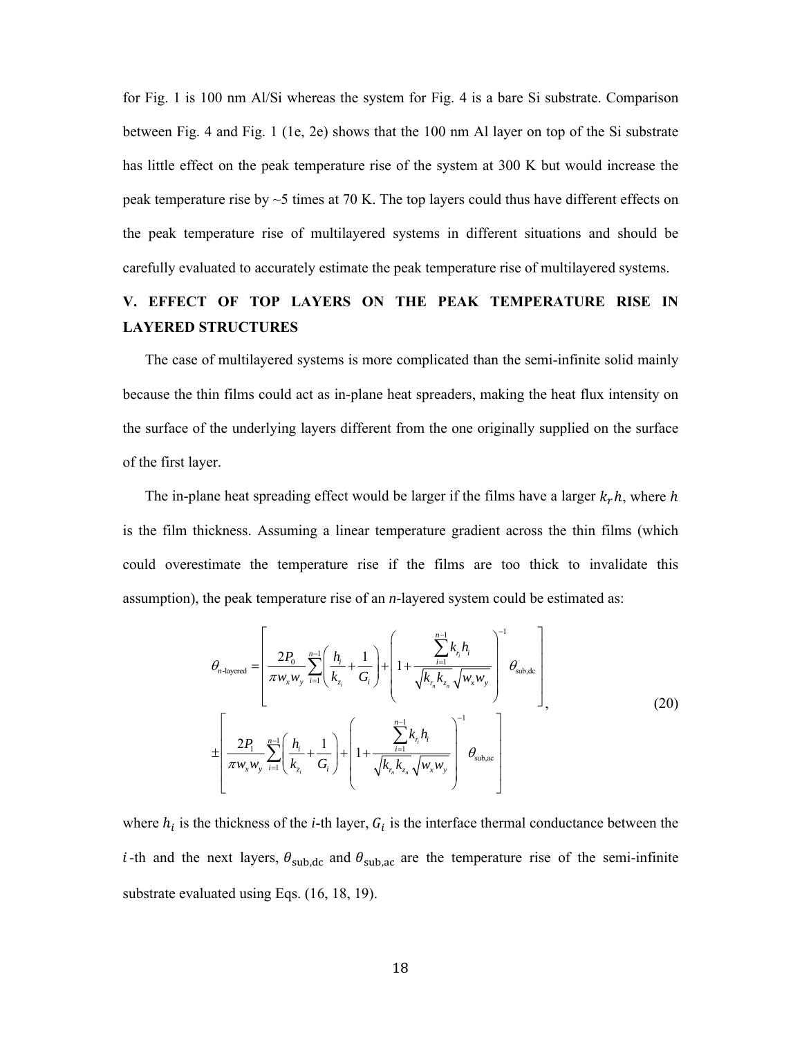for Fig. 1 is 100 nm Al/Si whereas the system for Fig. 4 is a bare Si substrate. Comparison between Fig. 4 and Fig. 1 (1e, 2e) shows that the 100 nm Al layer on top of the Si substrate has little effect on the peak temperature rise of the system at 300 K but would increase the peak temperature rise by ~5 times at 70 K. The top layers could thus have different effects on the peak temperature rise of multilayered systems in different situations and should be carefully evaluated to accurately estimate the peak temperature rise of multilayered systems.

## V. EFFECT OF TOP LAYERS ON THE PEAK TEMPERATURE RISE IN LAYERED STRUCTURES

The case of multilayered systems is more complicated than the semi-infinite solid mainly because the thin films could act as in-plane heat spreaders, making the heat flux intensity on the surface of the underlying layers different from the one originally supplied on the surface of the first layer.

The in-plane heat spreading effect would be larger if the films have a larger $k_r h$, where $h$ is the film thickness. Assuming a linear temperature gradient across the thin films (which could overestimate the temperature rise if the films are too thick to invalidate this assumption), the peak temperature rise of an $n$-layered system could be estimated as:

$$\theta_{n\text{-layered}} = \left[ \frac{2P_0}{\pi w_x w_y} \sum_{i=1}^{n-1} \left( \frac{h_i}{k_{z_i}} + \frac{1}{G_i} \right) + \left( 1 + \frac{\sum_{i=1}^{n-1} k_{r_i} h_i}{\sqrt{k_{r_n} k_{z_n}} \sqrt{w_x w_y}} \right)^{-1} \theta_{\text{sub,dc}} \right] \pm \left[ \frac{2P_1}{\pi w_x w_y} \sum_{i=1}^{n-1} \left( \frac{h_i}{k_{z_i}} + \frac{1}{G_i} \right) + \left( 1 + \frac{\sum_{i=1}^{n-1} k_{r_i} h_i}{\sqrt{k_{r_n} k_{z_n}} \sqrt{w_x w_y}} \right)^{-1} \theta_{\text{sub,ac}} \right], \quad (20)$$

where $h_i$ is the thickness of the $i$-th layer, $G_i$ is the interface thermal conductance between the $i$-th and the next layers, $\theta_{\text{sub,dc}}$ and $\theta_{\text{sub,ac}}$ are the temperature rise of the semi-infinite substrate evaluated using Eqs. (16, 18, 19).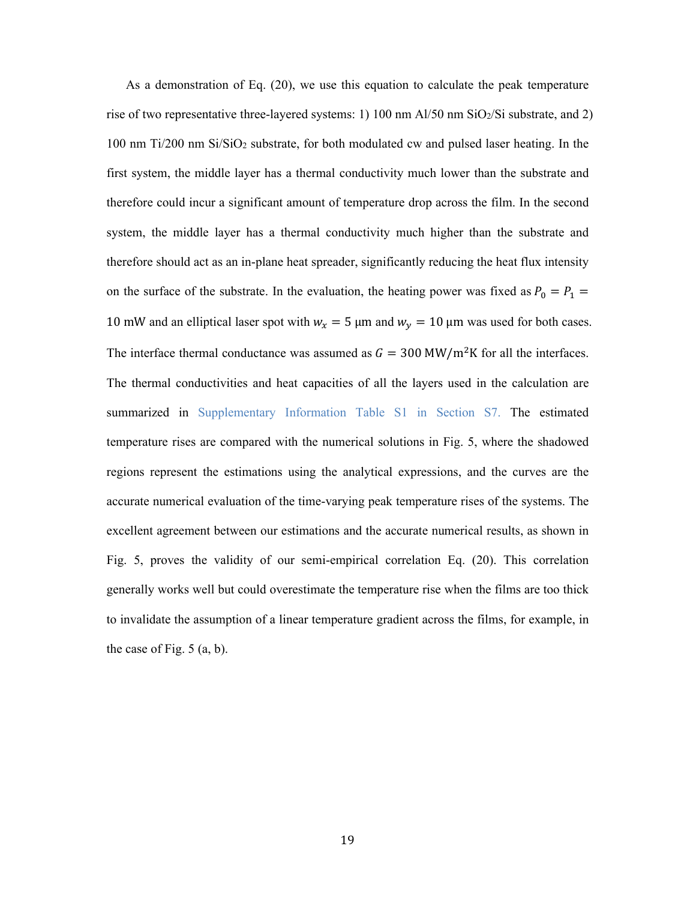As a demonstration of Eq. (20), we use this equation to calculate the peak temperature rise of two representative three-layered systems: 1) 100 nm Al/50 nm $SiO_2$/Si substrate, and 2) 100 nm Ti/200 nm Si/$SiO_2$ substrate, for both modulated cw and pulsed laser heating. In the first system, the middle layer has a thermal conductivity much lower than the substrate and therefore could incur a significant amount of temperature drop across the film. In the second system, the middle layer has a thermal conductivity much higher than the substrate and therefore should act as an in-plane heat spreader, significantly reducing the heat flux intensity on the surface of the substrate. In the evaluation, the heating power was fixed as $P_0 = P_1 = 10$ mW and an elliptical laser spot with $w_x = 5$ μm and $w_y = 10$ μm was used for both cases. The interface thermal conductance was assumed as $G = 300\ \mathrm{MW/m^2K}$ for all the interfaces. The thermal conductivities and heat capacities of all the layers used in the calculation are summarized in Supplementary Information Table S1 in Section S7. The estimated temperature rises are compared with the numerical solutions in Fig. 5, where the shadowed regions represent the estimations using the analytical expressions, and the curves are the accurate numerical evaluation of the time-varying peak temperature rises of the systems. The excellent agreement between our estimations and the accurate numerical results, as shown in Fig. 5, proves the validity of our semi-empirical correlation Eq. (20). This correlation generally works well but could overestimate the temperature rise when the films are too thick to invalidate the assumption of a linear temperature gradient across the films, for example, in the case of Fig. 5 (a, b).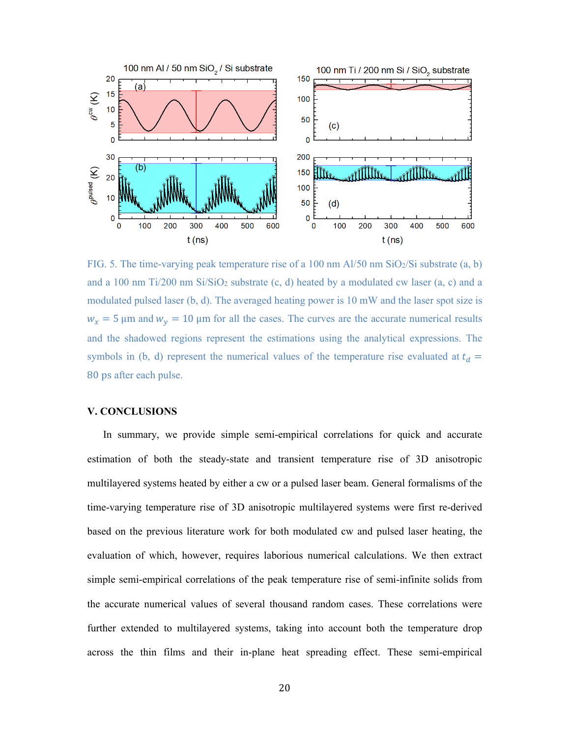FIG. 5. The time-varying peak temperature rise of a 100 nm Al/50 nm $SiO_2$/Si substrate (a, b) and a 100 nm Ti/200 nm Si/$SiO_2$ substrate (c, d) heated by a modulated cw laser (a, c) and a modulated pulsed laser (b, d). The averaged heating power is 10 mW and the laser spot size is $w_x = 5$ μm and $w_y = 10$ μm for all the cases. The curves are the accurate numerical results and the shadowed regions represent the estimations using the analytical expressions. The symbols in (b, d) represent the numerical values of the temperature rise evaluated at $t_d = 80$ ps after each pulse.

## V. CONCLUSIONS

In summary, we provide simple semi-empirical correlations for quick and accurate estimation of both the steady-state and transient temperature rise of 3D anisotropic multilayered systems heated by either a cw or a pulsed laser beam. General formalisms of the time-varying temperature rise of 3D anisotropic multilayered systems were first re-derived based on the previous literature work for both modulated cw and pulsed laser heating, the evaluation of which, however, requires laborious numerical calculations. We then extract simple semi-empirical correlations of the peak temperature rise of semi-infinite solids from the accurate numerical values of several thousand random cases. These correlations were further extended to multilayered systems, taking into account both the temperature drop across the thin films and their in-plane heat spreading effect. These semi-empirical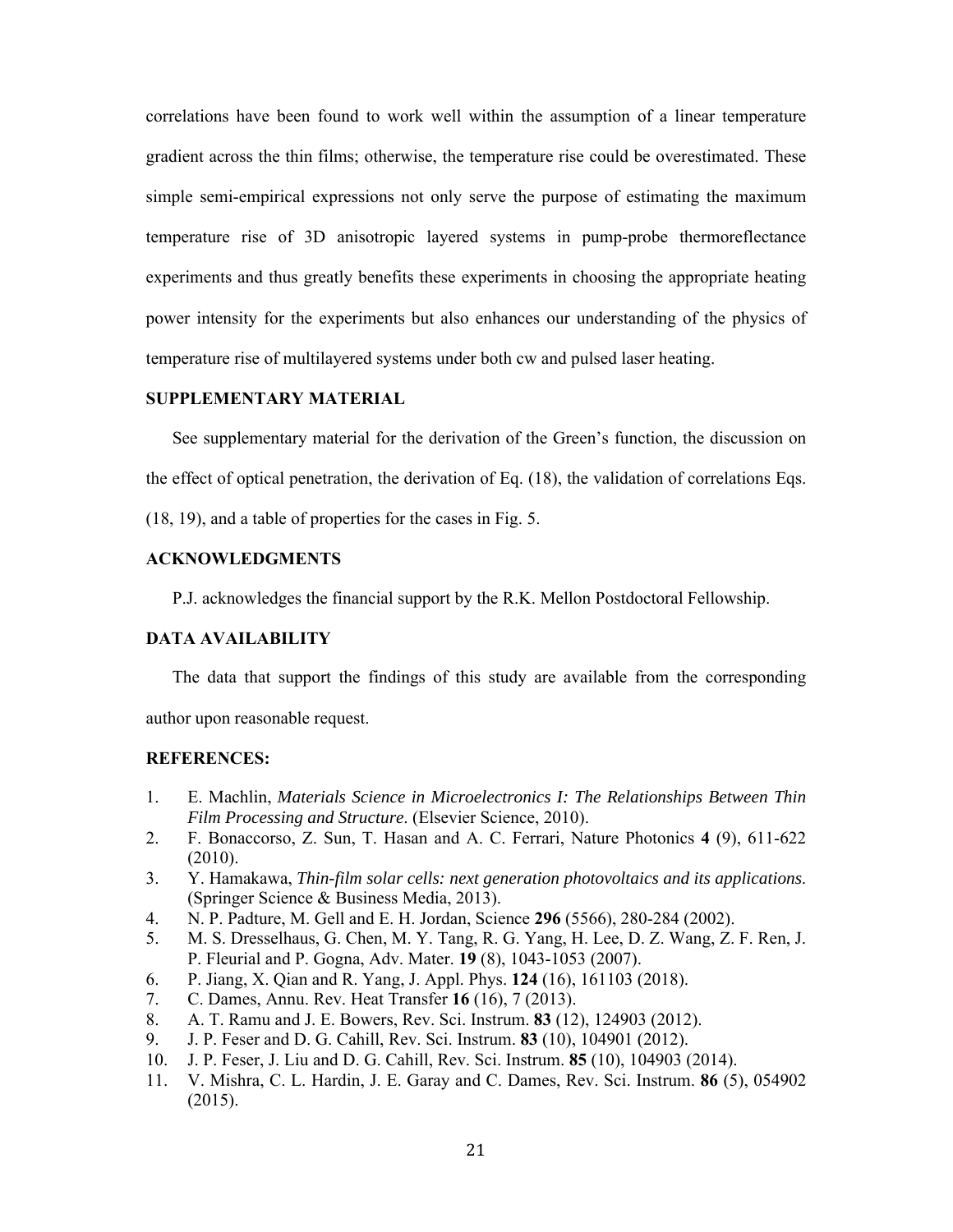correlations have been found to work well within the assumption of a linear temperature gradient across the thin films; otherwise, the temperature rise could be overestimated. These simple semi-empirical expressions not only serve the purpose of estimating the maximum temperature rise of 3D anisotropic layered systems in pump-probe thermoreflectance experiments and thus greatly benefits these experiments in choosing the appropriate heating power intensity for the experiments but also enhances our understanding of the physics of temperature rise of multilayered systems under both cw and pulsed laser heating.

### SUPPLEMENTARY MATERIAL

See supplementary material for the derivation of the Green's function, the discussion on the effect of optical penetration, the derivation of Eq. (18), the validation of correlations Eqs. (18, 19), and a table of properties for the cases in Fig. 5.

### ACKNOWLEDGMENTS

P.J. acknowledges the financial support by the R.K. Mellon Postdoctoral Fellowship.

### DATA AVAILABILITY

The data that support the findings of this study are available from the corresponding author upon reasonable request.

### REFERENCES:

1. E. Machlin, *Materials Science in Microelectronics I: The Relationships Between Thin Film Processing and Structure*. (Elsevier Science, 2010).
2. F. Bonaccorso, Z. Sun, T. Hasan and A. C. Ferrari, Nature Photonics **4** (9), 611-622 (2010).
3. Y. Hamakawa, *Thin-film solar cells: next generation photovoltaics and its applications*. (Springer Science & Business Media, 2013).
4. N. P. Padture, M. Gell and E. H. Jordan, Science **296** (5566), 280-284 (2002).
5. M. S. Dresselhaus, G. Chen, M. Y. Tang, R. G. Yang, H. Lee, D. Z. Wang, Z. F. Ren, J. P. Fleurial and P. Gogna, Adv. Mater. **19** (8), 1043-1053 (2007).
6. P. Jiang, X. Qian and R. Yang, J. Appl. Phys. **124** (16), 161103 (2018).
7. C. Dames, Annu. Rev. Heat Transfer **16** (16), 7 (2013).
8. A. T. Ramu and J. E. Bowers, Rev. Sci. Instrum. **83** (12), 124903 (2012).
9. J. P. Feser and D. G. Cahill, Rev. Sci. Instrum. **83** (10), 104901 (2012).
10. J. P. Feser, J. Liu and D. G. Cahill, Rev. Sci. Instrum. **85** (10), 104903 (2014).
11. V. Mishra, C. L. Hardin, J. E. Garay and C. Dames, Rev. Sci. Instrum. **86** (5), 054902 (2015).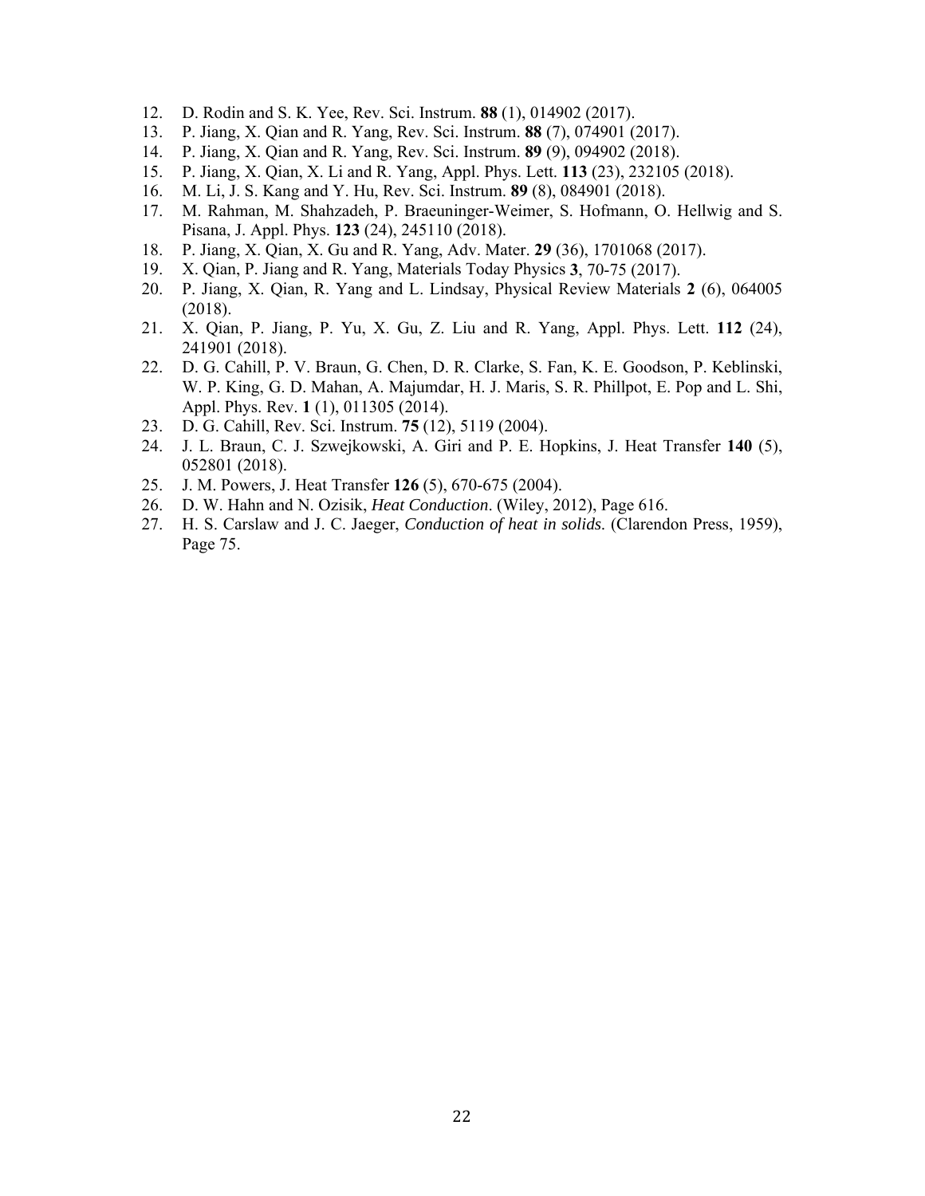12. D. Rodin and S. K. Yee, Rev. Sci. Instrum. **88** (1), 014902 (2017).
13. P. Jiang, X. Qian and R. Yang, Rev. Sci. Instrum. **88** (7), 074901 (2017).
14. P. Jiang, X. Qian and R. Yang, Rev. Sci. Instrum. **89** (9), 094902 (2018).
15. P. Jiang, X. Qian, X. Li and R. Yang, Appl. Phys. Lett. **113** (23), 232105 (2018).
16. M. Li, J. S. Kang and Y. Hu, Rev. Sci. Instrum. **89** (8), 084901 (2018).
17. M. Rahman, M. Shahzadeh, P. Braeuninger-Weimer, S. Hofmann, O. Hellwig and S. Pisana, J. Appl. Phys. **123** (24), 245110 (2018).
18. P. Jiang, X. Qian, X. Gu and R. Yang, Adv. Mater. **29** (36), 1701068 (2017).
19. X. Qian, P. Jiang and R. Yang, Materials Today Physics **3**, 70-75 (2017).
20. P. Jiang, X. Qian, R. Yang and L. Lindsay, Physical Review Materials **2** (6), 064005 (2018).
21. X. Qian, P. Jiang, P. Yu, X. Gu, Z. Liu and R. Yang, Appl. Phys. Lett. **112** (24), 241901 (2018).
22. D. G. Cahill, P. V. Braun, G. Chen, D. R. Clarke, S. Fan, K. E. Goodson, P. Keblinski, W. P. King, G. D. Mahan, A. Majumdar, H. J. Maris, S. R. Phillpot, E. Pop and L. Shi, Appl. Phys. Rev. **1** (1), 011305 (2014).
23. D. G. Cahill, Rev. Sci. Instrum. **75** (12), 5119 (2004).
24. J. L. Braun, C. J. Szwejkowski, A. Giri and P. E. Hopkins, J. Heat Transfer **140** (5), 052801 (2018).
25. J. M. Powers, J. Heat Transfer **126** (5), 670-675 (2004).
26. D. W. Hahn and N. Ozisik, *Heat Conduction*. (Wiley, 2012), Page 616.
27. H. S. Carslaw and J. C. Jaeger, *Conduction of heat in solids.* (Clarendon Press, 1959), Page 75.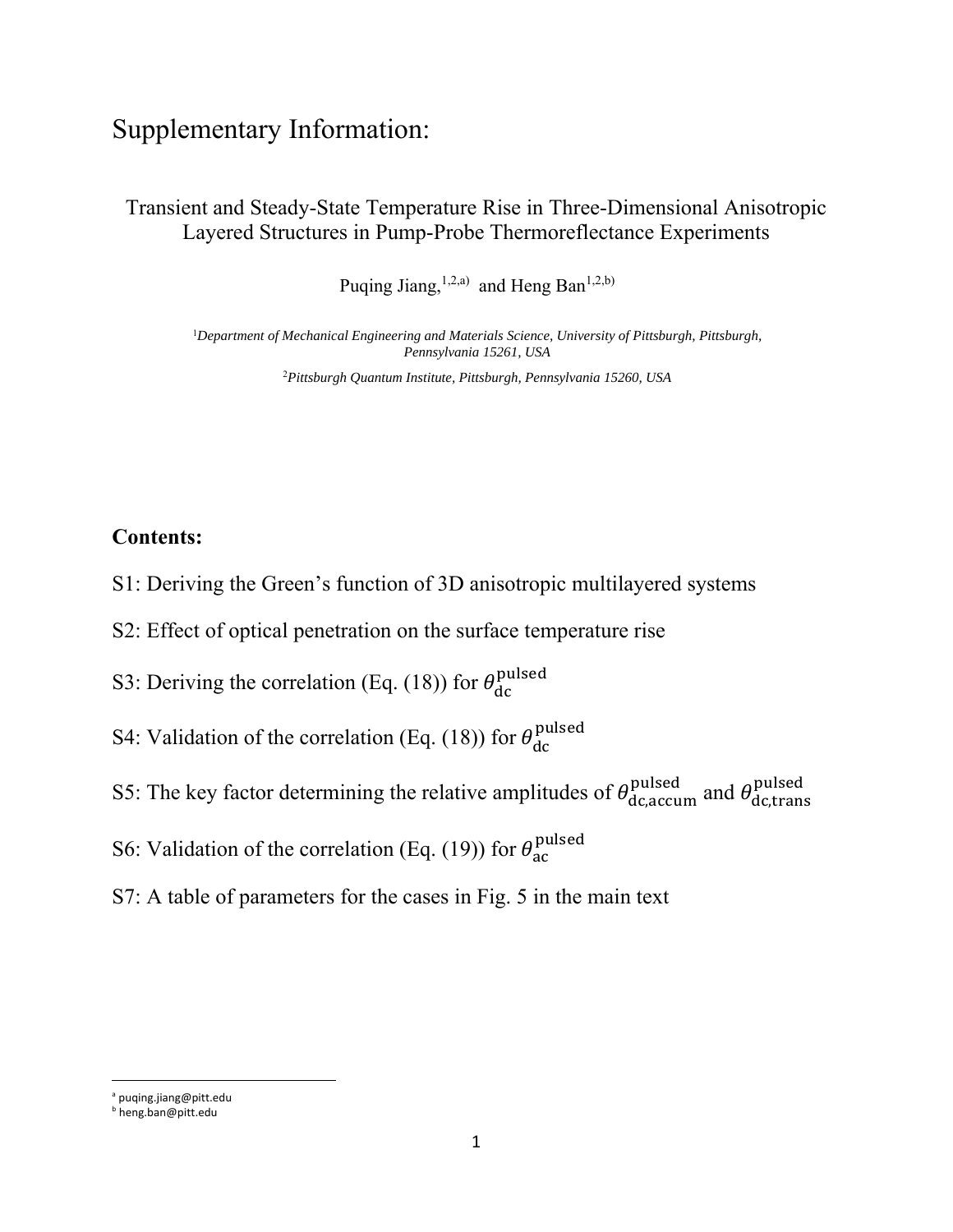# Supplementary Information:

Transient and Steady-State Temperature Rise in Three-Dimensional Anisotropic Layered Structures in Pump-Probe Thermoreflectance Experiments

Puqing Jiang,[1,2,a] and Heng Ban[1,2,b]

[1]*Department of Mechanical Engineering and Materials Science, University of Pittsburgh, Pittsburgh, Pennsylvania 15261, USA*

[2]*Pittsburgh Quantum Institute, Pittsburgh, Pennsylvania 15260, USA*

**Contents:**

S1: Deriving the Green's function of 3D anisotropic multilayered systems

S2: Effect of optical penetration on the surface temperature rise

S3: Deriving the correlation (Eq. (18)) for $\theta_{\mathrm{dc}}^{\mathrm{pulsed}}$

S4: Validation of the correlation (Eq. (18)) for $\theta_{\mathrm{dc}}^{\mathrm{pulsed}}$

S5: The key factor determining the relative amplitudes of $\theta_{\mathrm{dc,accum}}^{\mathrm{pulsed}}$ and $\theta_{\mathrm{dc,trans}}^{\mathrm{pulsed}}$

S6: Validation of the correlation (Eq. (19)) for $\theta_{\mathrm{ac}}^{\mathrm{pulsed}}$

S7: A table of parameters for the cases in Fig. 5 in the main text

[a] puqing.jiang@pitt.edu

[b] heng.ban@pitt.edu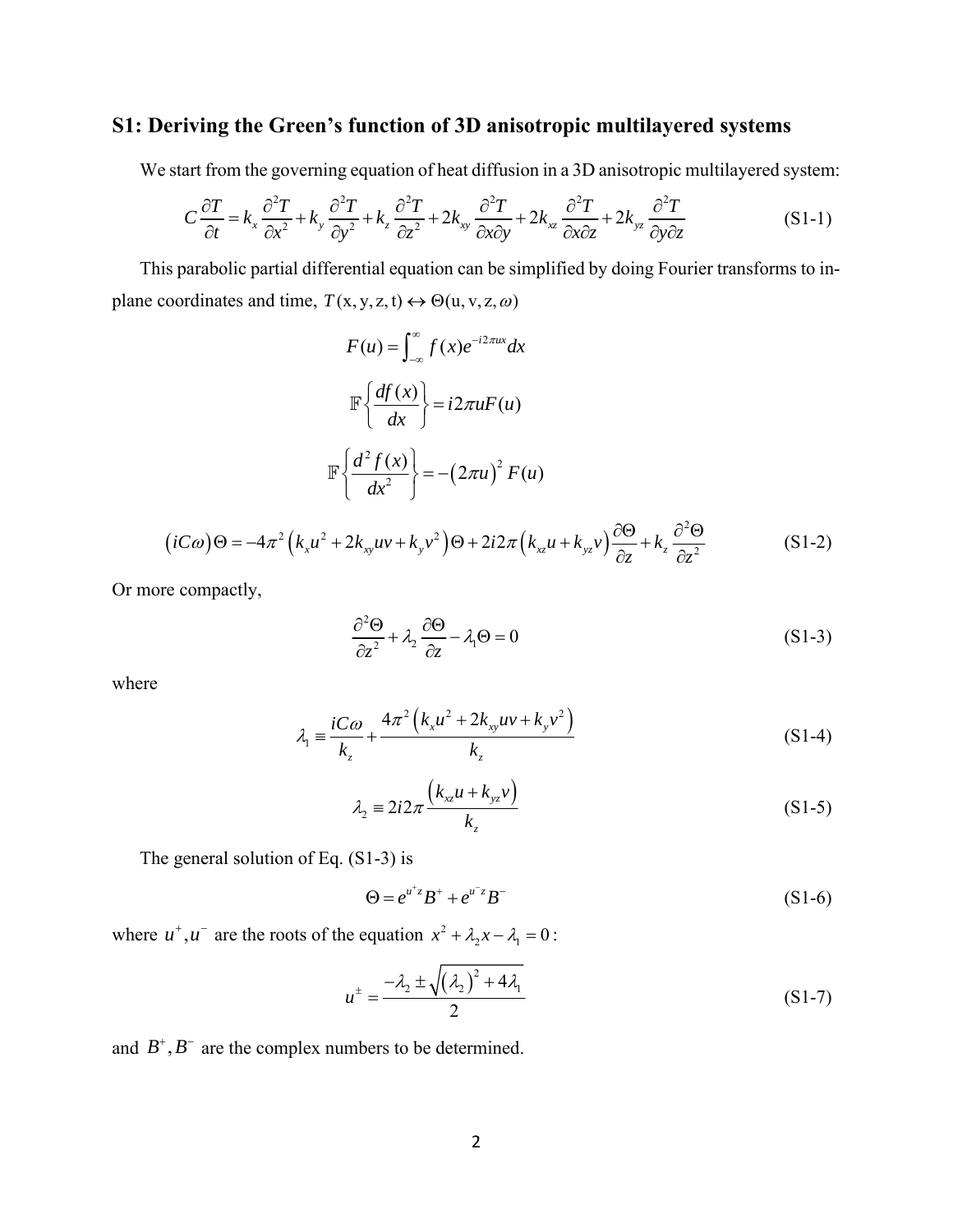## S1: Deriving the Green's function of 3D anisotropic multilayered systems

We start from the governing equation of heat diffusion in a 3D anisotropic multilayered system:

$$C\frac{\partial T}{\partial t} = k_x \frac{\partial^2 T}{\partial x^2} + k_y \frac{\partial^2 T}{\partial y^2} + k_z \frac{\partial^2 T}{\partial z^2} + 2k_{xy}\frac{\partial^2 T}{\partial x \partial y} + 2k_{xz}\frac{\partial^2 T}{\partial x \partial z} + 2k_{yz}\frac{\partial^2 T}{\partial y \partial z} \tag{S1-1}$$

This parabolic partial differential equation can be simplified by doing Fourier transforms to in-plane coordinates and time, $T(\mathrm{x},\mathrm{y},\mathrm{z},\mathrm{t}) \leftrightarrow \Theta(\mathrm{u},\mathrm{v},\mathrm{z},\omega)$

$$F(u) = \int_{-\infty}^{\infty} f(x) e^{-i2\pi ux} dx$$

$$\mathbb{F}\left\{\frac{df(x)}{dx}\right\} = i2\pi u F(u)$$

$$\mathbb{F}\left\{\frac{d^2 f(x)}{dx^2}\right\} = -\left(2\pi u\right)^2 F(u)$$

$$\left(iC\omega\right)\Theta = -4\pi^2\left(k_x u^2 + 2k_{xy}uv + k_y v^2\right)\Theta + 2i2\pi\left(k_{xz}u + k_{yz}v\right)\frac{\partial \Theta}{\partial z} + k_z \frac{\partial^2 \Theta}{\partial z^2} \tag{S1-2}$$

Or more compactly,

$$\frac{\partial^2 \Theta}{\partial z^2} + \lambda_2 \frac{\partial \Theta}{\partial z} - \lambda_1 \Theta = 0 \tag{S1-3}$$

where

$$\lambda_1 \equiv \frac{iC\omega}{k_z} + \frac{4\pi^2\left(k_x u^2 + 2k_{xy}uv + k_y v^2\right)}{k_z} \tag{S1-4}$$

$$\lambda_2 \equiv 2i2\pi \frac{\left(k_{xz}u + k_{yz}v\right)}{k_z} \tag{S1-5}$$

The general solution of Eq. (S1-3) is

$$\Theta = e^{u^+ z} B^+ + e^{u^- z} B^- \tag{S1-6}$$

where $u^+, u^-$ are the roots of the equation $x^2 + \lambda_2 x - \lambda_1 = 0$:

$$u^{\pm} = \frac{-\lambda_2 \pm \sqrt{\left(\lambda_2\right)^2 + 4\lambda_1}}{2} \tag{S1-7}$$

and $B^+, B^-$ are the complex numbers to be determined.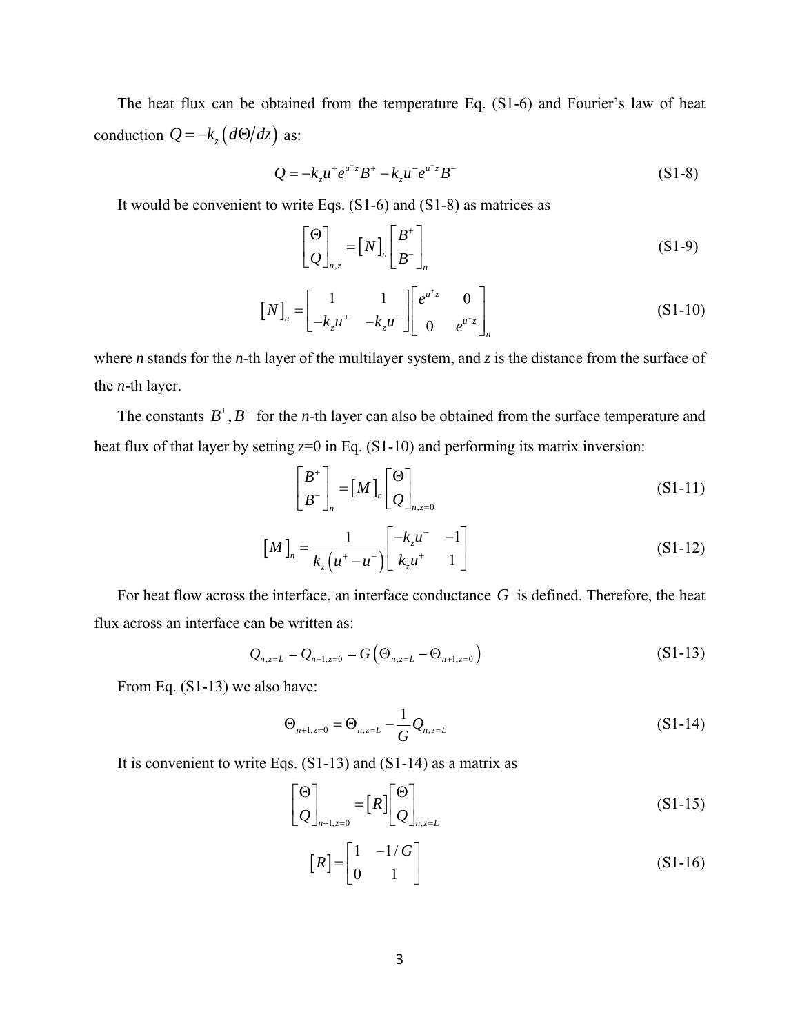The heat flux can be obtained from the temperature Eq. (S1-6) and Fourier's law of heat conduction $Q = -k_z \left( d\Theta / dz \right)$ as:

$$Q = -k_z u^+ e^{u^+ z} B^+ - k_z u^- e^{u^- z} B^- \tag{S1-8}$$

It would be convenient to write Eqs. (S1-6) and (S1-8) as matrices as

$$\begin{bmatrix} \Theta \\ Q \end{bmatrix}_{n,z} = \left[ N \right]_n \begin{bmatrix} B^+ \\ B^- \end{bmatrix}_n \tag{S1-9}$$

$$\left[ N \right]_n = \begin{bmatrix} 1 & 1 \\ -k_z u^+ & -k_z u^- \end{bmatrix} \begin{bmatrix} e^{u^+ z} & 0 \\ 0 & e^{u^- z} \end{bmatrix}_n \tag{S1-10}$$

where *n* stands for the *n*-th layer of the multilayer system, and *z* is the distance from the surface of the *n*-th layer.

The constants $B^+, B^-$ for the *n*-th layer can also be obtained from the surface temperature and heat flux of that layer by setting *z*=0 in Eq. (S1-10) and performing its matrix inversion:

$$\begin{bmatrix} B^+ \\ B^- \end{bmatrix}_n = \left[ M \right]_n \begin{bmatrix} \Theta \\ Q \end{bmatrix}_{n,z=0} \tag{S1-11}$$

$$\left[ M \right]_n = \frac{1}{k_z \left( u^+ - u^- \right)} \begin{bmatrix} -k_z u^- & -1 \\ k_z u^+ & 1 \end{bmatrix} \tag{S1-12}$$

For heat flow across the interface, an interface conductance $G$ is defined. Therefore, the heat flux across an interface can be written as:

$$Q_{n,z=L} = Q_{n+1,z=0} = G \left( \Theta_{n,z=L} - \Theta_{n+1,z=0} \right) \tag{S1-13}$$

From Eq. (S1-13) we also have:

$$\Theta_{n+1,z=0} = \Theta_{n,z=L} - \frac{1}{G} Q_{n,z=L} \tag{S1-14}$$

It is convenient to write Eqs. (S1-13) and (S1-14) as a matrix as

$$\begin{bmatrix} \Theta \\ Q \end{bmatrix}_{n+1,z=0} = \left[ R \right] \begin{bmatrix} \Theta \\ Q \end{bmatrix}_{n,z=L} \tag{S1-15}$$

$$\left[ R \right] = \begin{bmatrix} 1 & -1/G \\ 0 & 1 \end{bmatrix} \tag{S1-16}$$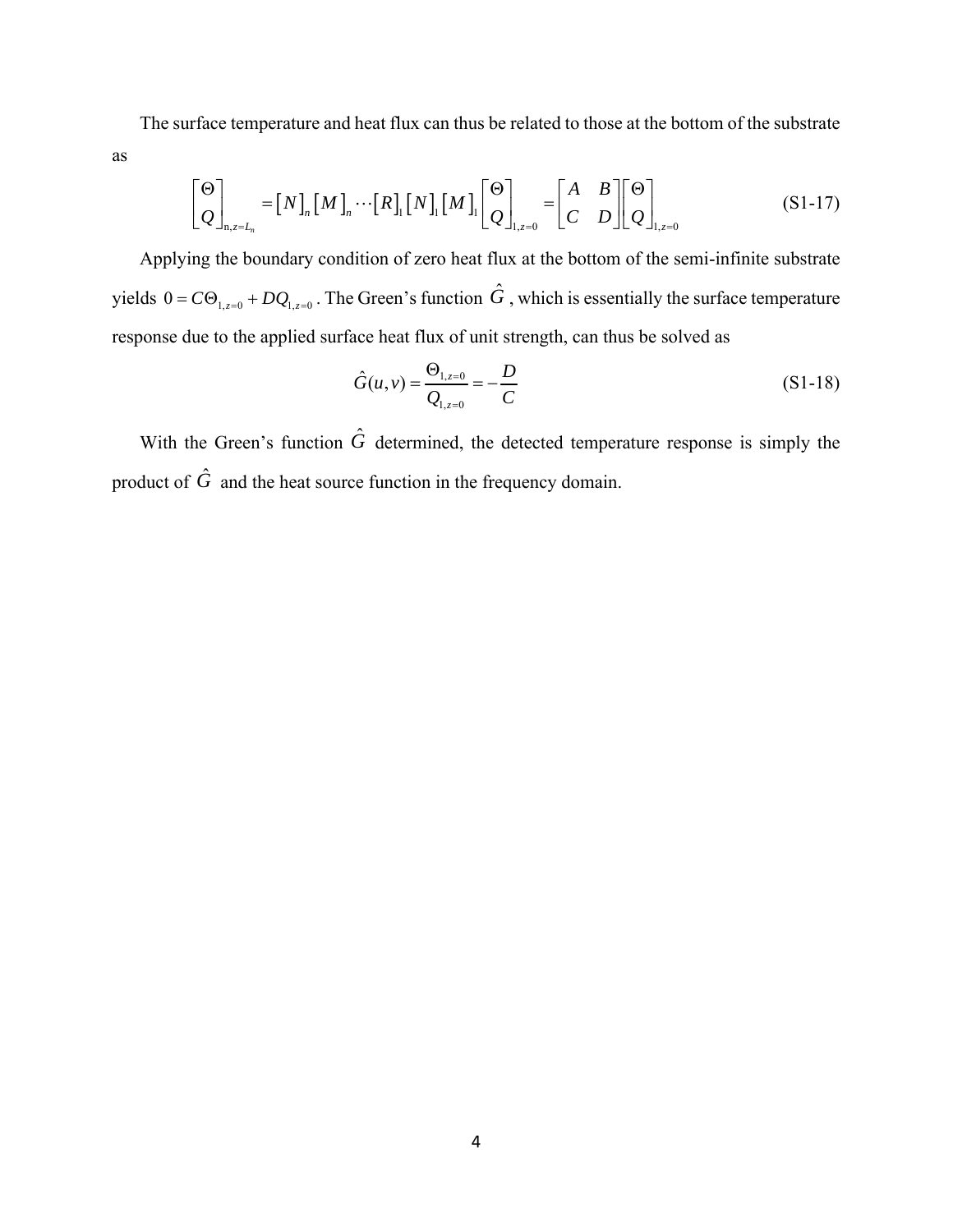The surface temperature and heat flux can thus be related to those at the bottom of the substrate as

$$\begin{bmatrix} \Theta \\ Q \end{bmatrix}_{\mathrm{n},z=L_n} = \left[N\right]_n \left[M\right]_n \cdots \left[R\right]_1 \left[N\right]_1 \left[M\right]_1 \begin{bmatrix} \Theta \\ Q \end{bmatrix}_{1,z=0} = \begin{bmatrix} A & B \\ C & D \end{bmatrix} \begin{bmatrix} \Theta \\ Q \end{bmatrix}_{1,z=0} \tag{S1-17}$$

Applying the boundary condition of zero heat flux at the bottom of the semi-infinite substrate yields $0 = C\Theta_{1,z=0} + DQ_{1,z=0}$. The Green's function $\hat{G}$, which is essentially the surface temperature response due to the applied surface heat flux of unit strength, can thus be solved as

$$\hat{G}(u,v) = \frac{\Theta_{1,z=0}}{Q_{1,z=0}} = -\frac{D}{C} \tag{S1-18}$$

With the Green's function $\hat{G}$ determined, the detected temperature response is simply the product of $\hat{G}$ and the heat source function in the frequency domain.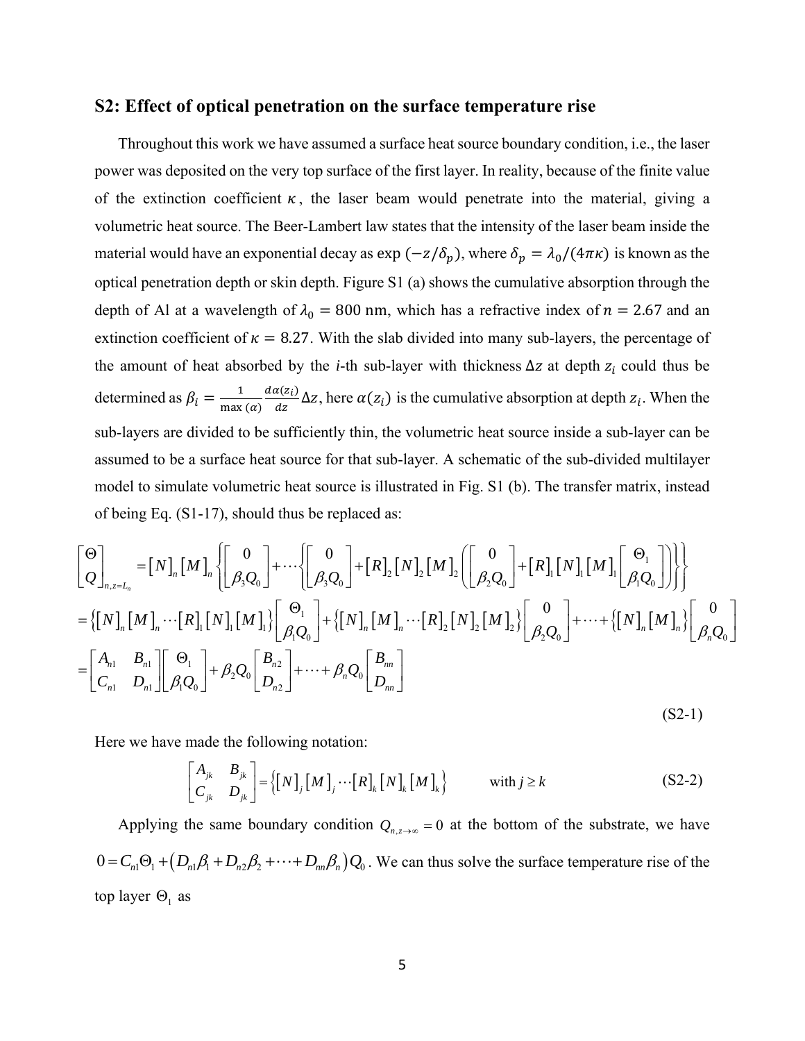## S2: Effect of optical penetration on the surface temperature rise

Throughout this work we have assumed a surface heat source boundary condition, i.e., the laser power was deposited on the very top surface of the first layer. In reality, because of the finite value of the extinction coefficient $\kappa$, the laser beam would penetrate into the material, giving a volumetric heat source. The Beer-Lambert law states that the intensity of the laser beam inside the material would have an exponential decay as $\exp(-z/\delta_p)$, where $\delta_p = \lambda_0/(4\pi\kappa)$ is known as the optical penetration depth or skin depth. Figure S1 (a) shows the cumulative absorption through the depth of Al at a wavelength of $\lambda_0 = 800$ nm, which has a refractive index of $n = 2.67$ and an extinction coefficient of $\kappa = 8.27$. With the slab divided into many sub-layers, the percentage of the amount of heat absorbed by the *i*-th sub-layer with thickness $\Delta z$ at depth $z_i$ could thus be determined as $\beta_i = \frac{1}{\max(\alpha)} \frac{d\alpha(z_i)}{dz} \Delta z$, here $\alpha(z_i)$ is the cumulative absorption at depth $z_i$. When the sub-layers are divided to be sufficiently thin, the volumetric heat source inside a sub-layer can be assumed to be a surface heat source for that sub-layer. A schematic of the sub-divided multilayer model to simulate volumetric heat source is illustrated in Fig. S1 (b). The transfer matrix, instead of being Eq. (S1-17), should thus be replaced as:

$$
\begin{aligned}
\begin{bmatrix} \Theta \\ Q \end{bmatrix}_{n,z=L_n} &= [N]_n [M]_n \left\{ \begin{bmatrix} 0 \\ \beta_3 Q_0 \end{bmatrix} + \cdots \left\{ \begin{bmatrix} 0 \\ \beta_3 Q_0 \end{bmatrix} + [R]_2 [N]_2 [M]_2 \left( \begin{bmatrix} 0 \\ \beta_2 Q_0 \end{bmatrix} + [R]_1 [N]_1 [M]_1 \begin{bmatrix} \Theta_1 \\ \beta_1 Q_0 \end{bmatrix} \right) \right\} \right\} \\
&= \left\{ [N]_n [M]_n \cdots [R]_1 [N]_1 [M]_1 \right\} \begin{bmatrix} \Theta_1 \\ \beta_1 Q_0 \end{bmatrix} + \left\{ [N]_n [M]_n \cdots [R]_2 [N]_2 [M]_2 \right\} \begin{bmatrix} 0 \\ \beta_2 Q_0 \end{bmatrix} + \cdots + \left\{ [N]_n [M]_n \right\} \begin{bmatrix} 0 \\ \beta_n Q_0 \end{bmatrix} \\
&= \begin{bmatrix} A_{n1} & B_{n1} \\ C_{n1} & D_{n1} \end{bmatrix} \begin{bmatrix} \Theta_1 \\ \beta_1 Q_0 \end{bmatrix} + \beta_2 Q_0 \begin{bmatrix} B_{n2} \\ D_{n2} \end{bmatrix} + \cdots + \beta_n Q_0 \begin{bmatrix} B_{nn} \\ D_{nn} \end{bmatrix}
\end{aligned}
\tag{S2-1}
$$

Here we have made the following notation:

$$
\begin{bmatrix} A_{jk} & B_{jk} \\ C_{jk} & D_{jk} \end{bmatrix} = \left\{ [N]_j [M]_j \cdots [R]_k [N]_k [M]_k \right\} \qquad \text{with } j \geq k \tag{S2-2}
$$

Applying the same boundary condition $Q_{n,z\to\infty} = 0$ at the bottom of the substrate, we have $0 = C_{n1}\Theta_1 + \left( D_{n1}\beta_1 + D_{n2}\beta_2 + \cdots + D_{nn}\beta_n \right) Q_0$. We can thus solve the surface temperature rise of the top layer $\Theta_1$ as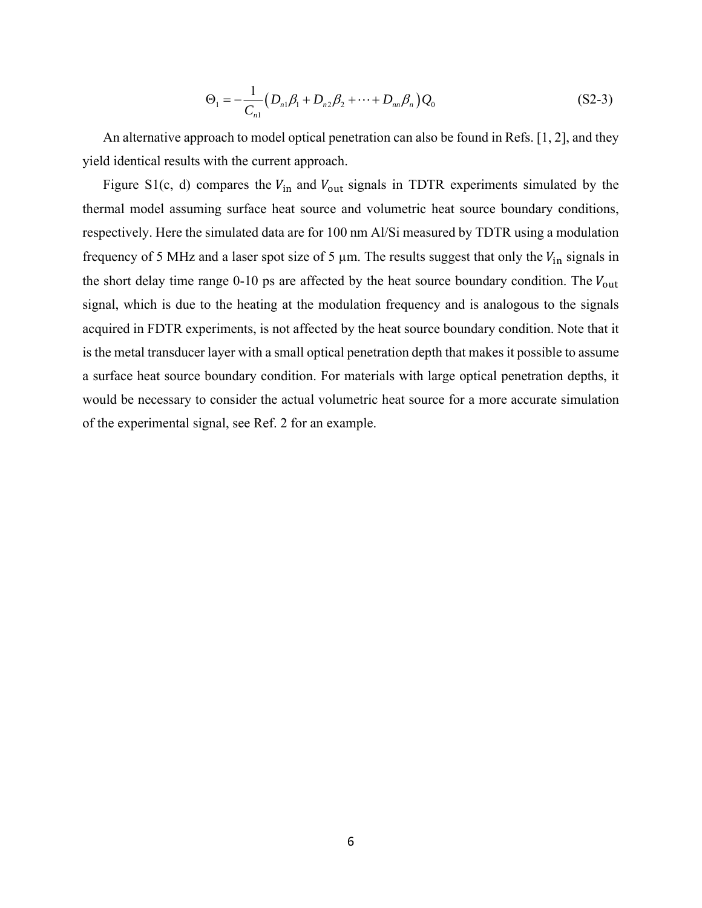$$\Theta_1 = -\frac{1}{C_{n1}}\left(D_{n1}\beta_1 + D_{n2}\beta_2 + \cdots + D_{nn}\beta_n\right)Q_0 \tag{S2-3}$$

An alternative approach to model optical penetration can also be found in Refs. [1, 2], and they yield identical results with the current approach.

Figure S1(c, d) compares the $V_{\mathrm{in}}$ and $V_{\mathrm{out}}$ signals in TDTR experiments simulated by the thermal model assuming surface heat source and volumetric heat source boundary conditions, respectively. Here the simulated data are for 100 nm Al/Si measured by TDTR using a modulation frequency of 5 MHz and a laser spot size of 5 μm. The results suggest that only the $V_{\mathrm{in}}$ signals in the short delay time range 0-10 ps are affected by the heat source boundary condition. The $V_{\mathrm{out}}$ signal, which is due to the heating at the modulation frequency and is analogous to the signals acquired in FDTR experiments, is not affected by the heat source boundary condition. Note that it is the metal transducer layer with a small optical penetration depth that makes it possible to assume a surface heat source boundary condition. For materials with large optical penetration depths, it would be necessary to consider the actual volumetric heat source for a more accurate simulation of the experimental signal, see Ref. 2 for an example.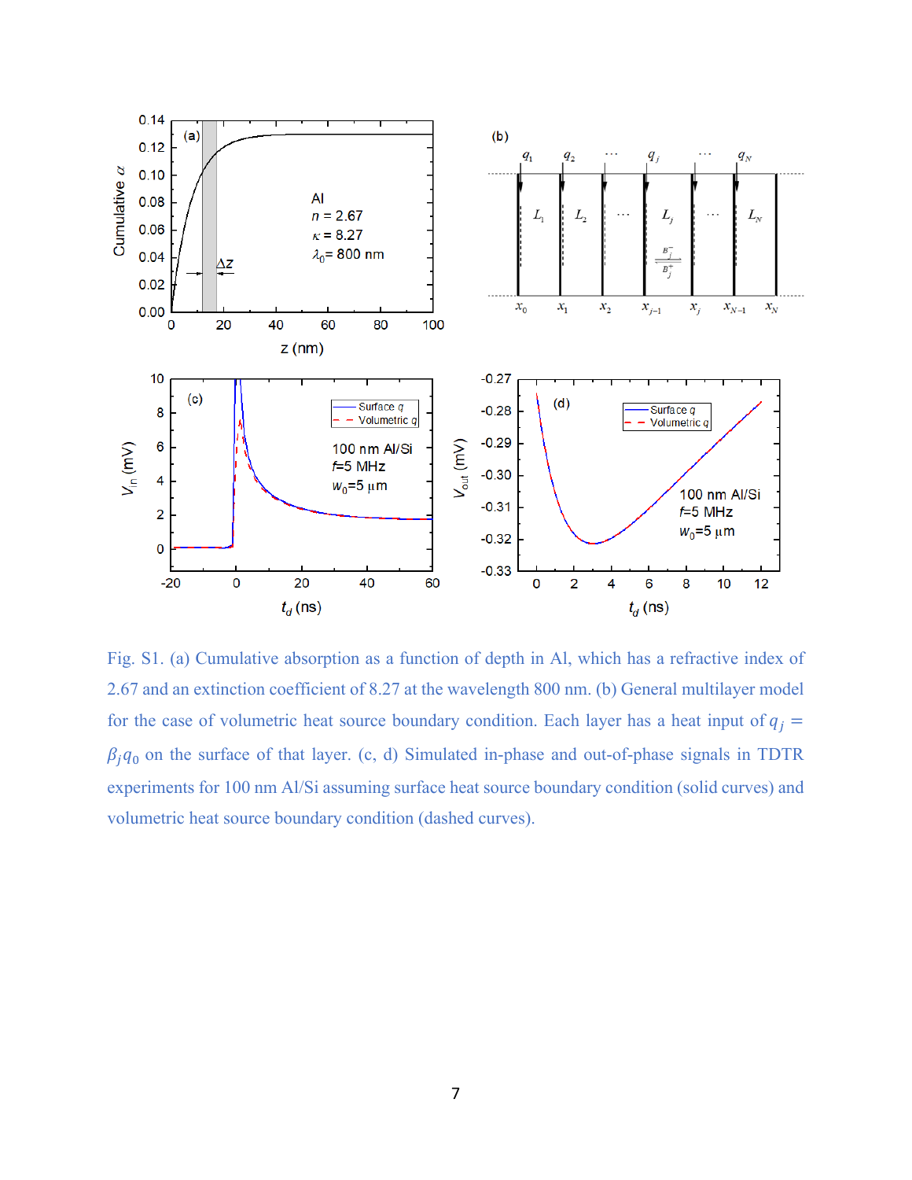Fig. S1. (a) Cumulative absorption as a function of depth in Al, which has a refractive index of 2.67 and an extinction coefficient of 8.27 at the wavelength 800 nm. (b) General multilayer model for the case of volumetric heat source boundary condition. Each layer has a heat input of $q_j = \beta_j q_0$ on the surface of that layer. (c, d) Simulated in-phase and out-of-phase signals in TDTR experiments for 100 nm Al/Si assuming surface heat source boundary condition (solid curves) and volumetric heat source boundary condition (dashed curves).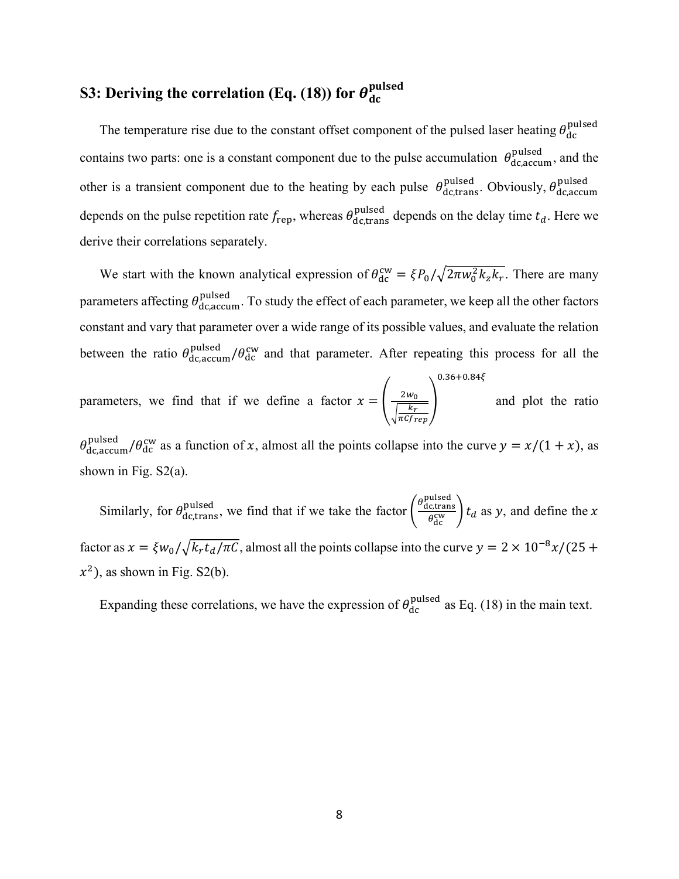## S3: Deriving the correlation (Eq. (18)) for $\theta_{\mathbf{dc}}^{\mathbf{pulsed}}$

The temperature rise due to the constant offset component of the pulsed laser heating $\theta_{\text{dc}}^{\text{pulsed}}$ contains two parts: one is a constant component due to the pulse accumulation $\theta_{\text{dc,accum}}^{\text{pulsed}}$, and the other is a transient component due to the heating by each pulse $\theta_{\text{dc,trans}}^{\text{pulsed}}$. Obviously, $\theta_{\text{dc,accum}}^{\text{pulsed}}$ depends on the pulse repetition rate $f_{\text{rep}}$, whereas $\theta_{\text{dc,trans}}^{\text{pulsed}}$ depends on the delay time $t_d$. Here we derive their correlations separately.

We start with the known analytical expression of $\theta_{\text{dc}}^{\text{cw}} = \xi P_0/\sqrt{2\pi w_0^2 k_z k_r}$. There are many parameters affecting $\theta_{\text{dc,accum}}^{\text{pulsed}}$. To study the effect of each parameter, we keep all the other factors constant and vary that parameter over a wide range of its possible values, and evaluate the relation between the ratio $\theta_{\text{dc,accum}}^{\text{pulsed}}/\theta_{\text{dc}}^{\text{cw}}$ and that parameter. After repeating this process for all the parameters, we find that if we define a factor $x = \left(\frac{2w_0}{\sqrt{\frac{k_r}{\pi C f_{rep}}}}\right)^{0.36+0.84\xi}$ and plot the ratio $\theta_{\text{dc,accum}}^{\text{pulsed}}/\theta_{\text{dc}}^{\text{cw}}$ as a function of $x$, almost all the points collapse into the curve $y = x/(1+x)$, as shown in Fig. S2(a).

Similarly, for $\theta_{\text{dc,trans}}^{\text{pulsed}}$, we find that if we take the factor $\left(\frac{\theta_{\text{dc,trans}}^{\text{pulsed}}}{\theta_{\text{dc}}^{\text{cw}}}\right) t_d$ as $y$, and define the $x$ factor as $x = \xi w_0/\sqrt{k_r t_d/\pi C}$, almost all the points collapse into the curve $y = 2\times10^{-8}x/(25+x^2)$, as shown in Fig. S2(b).

Expanding these correlations, we have the expression of $\theta_{\text{dc}}^{\text{pulsed}}$ as Eq. (18) in the main text.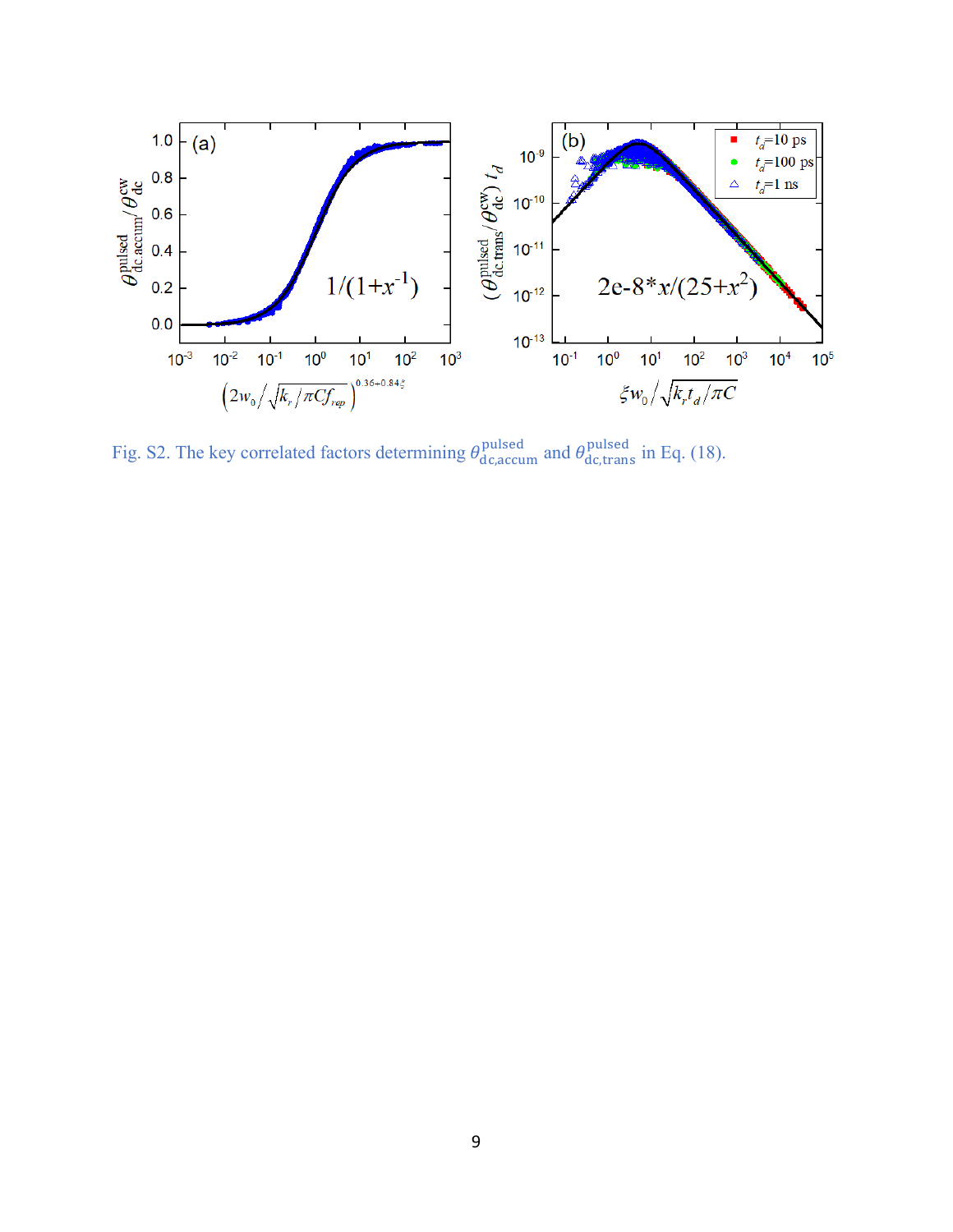Fig. S2. The key correlated factors determining $\theta_{\text{dc,accum}}^{\text{pulsed}}$ and $\theta_{\text{dc,trans}}^{\text{pulsed}}$ in Eq. (18).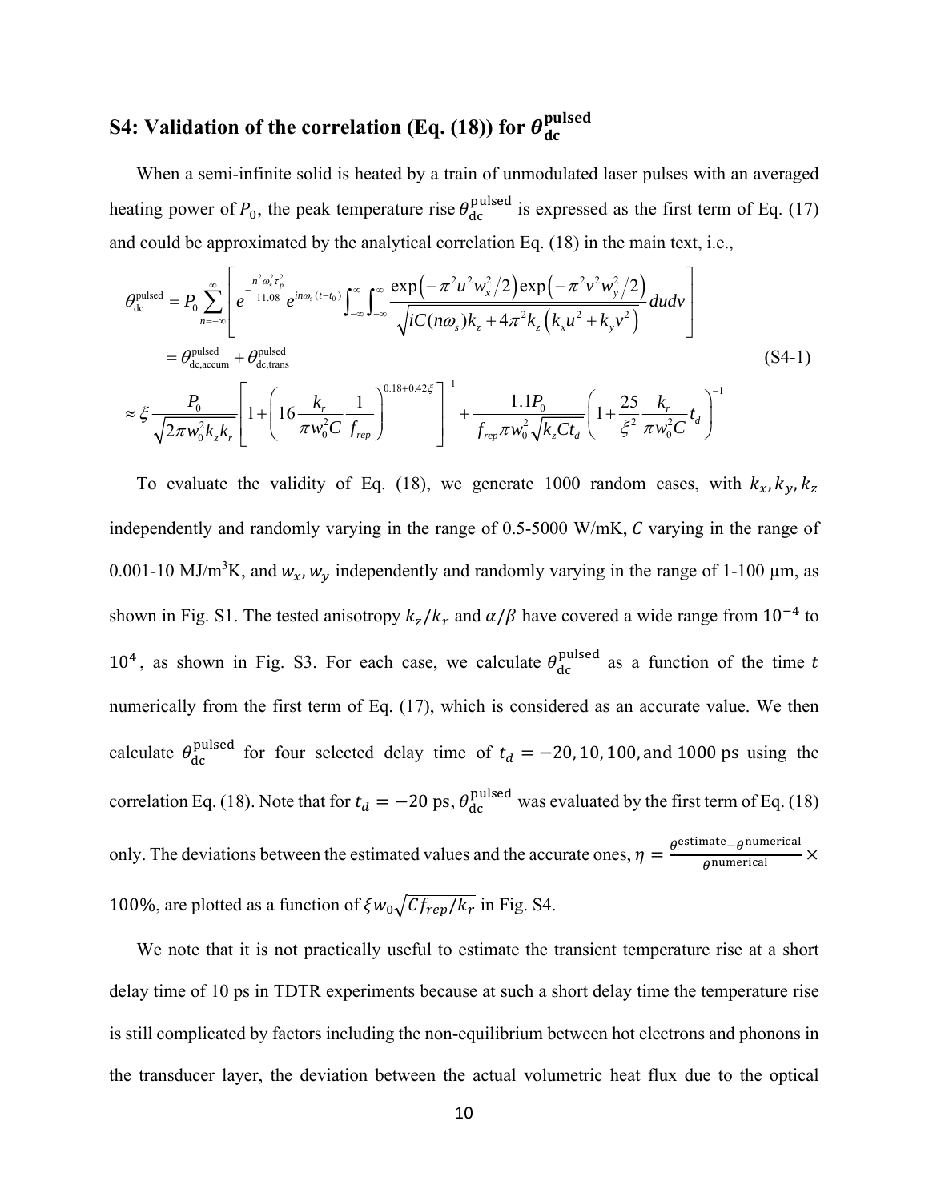## S4: Validation of the correlation (Eq. (18)) for $\theta_{\mathrm{dc}}^{\mathrm{pulsed}}$

When a semi-infinite solid is heated by a train of unmodulated laser pulses with an averaged heating power of $P_0$, the peak temperature rise $\theta_{\mathrm{dc}}^{\mathrm{pulsed}}$ is expressed as the first term of Eq. (17) and could be approximated by the analytical correlation Eq. (18) in the main text, i.e.,

$$
\begin{aligned}
\theta_{\mathrm{dc}}^{\mathrm{pulsed}} &= P_0 \sum_{n=-\infty}^{\infty} \left[ e^{-\frac{n^2 \omega_s^2 \tau_p^2}{11.08}} e^{in\omega_s (t-t_0)} \int_{-\infty}^{\infty} \int_{-\infty}^{\infty} \frac{\exp\left(-\pi^2 u^2 w_x^2/2\right) \exp\left(-\pi^2 v^2 w_y^2/2\right)}{\sqrt{iC(n\omega_s)k_z + 4\pi^2 k_z \left(k_x u^2 + k_y v^2\right)}} du dv \right] \\
&= \theta_{\mathrm{dc,accum}}^{\mathrm{pulsed}} + \theta_{\mathrm{dc,trans}}^{\mathrm{pulsed}} \\
&\approx \xi \frac{P_0}{\sqrt{2\pi w_0^2 k_z k_r}} \left[ 1 + \left( 16 \frac{k_r}{\pi w_0^2 C} \frac{1}{f_{rep}} \right)^{0.18+0.42\xi} \right]^{-1} + \frac{1.1 P_0}{f_{rep} \pi w_0^2 \sqrt{k_z C t_d}} \left( 1 + \frac{25}{\xi^2} \frac{k_r}{\pi w_0^2 C} t_d \right)^{-1}
\end{aligned}
\tag{S4-1}
$$

To evaluate the validity of Eq. (18), we generate 1000 random cases, with $k_x, k_y, k_z$ independently and randomly varying in the range of 0.5-5000 W/mK, $C$ varying in the range of 0.001-10 MJ/m$^3$K, and $w_x, w_y$ independently and randomly varying in the range of 1-100 μm, as shown in Fig. S1. The tested anisotropy $k_z/k_r$ and $\alpha/\beta$ have covered a wide range from $10^{-4}$ to $10^4$, as shown in Fig. S3. For each case, we calculate $\theta_{\mathrm{dc}}^{\mathrm{pulsed}}$ as a function of the time $t$ numerically from the first term of Eq. (17), which is considered as an accurate value. We then calculate $\theta_{\mathrm{dc}}^{\mathrm{pulsed}}$ for four selected delay time of $t_d = -20, 10, 100,$ and $1000$ ps using the correlation Eq. (18). Note that for $t_d = -20$ ps, $\theta_{\mathrm{dc}}^{\mathrm{pulsed}}$ was evaluated by the first term of Eq. (18) only. The deviations between the estimated values and the accurate ones, $\eta = \frac{\theta^{\mathrm{estimate}} - \theta^{\mathrm{numerical}}}{\theta^{\mathrm{numerical}}} \times 100\%$, are plotted as a function of $\xi w_0 \sqrt{C f_{rep}/k_r}$ in Fig. S4.

We note that it is not practically useful to estimate the transient temperature rise at a short delay time of 10 ps in TDTR experiments because at such a short delay time the temperature rise is still complicated by factors including the non-equilibrium between hot electrons and phonons in the transducer layer, the deviation between the actual volumetric heat flux due to the optical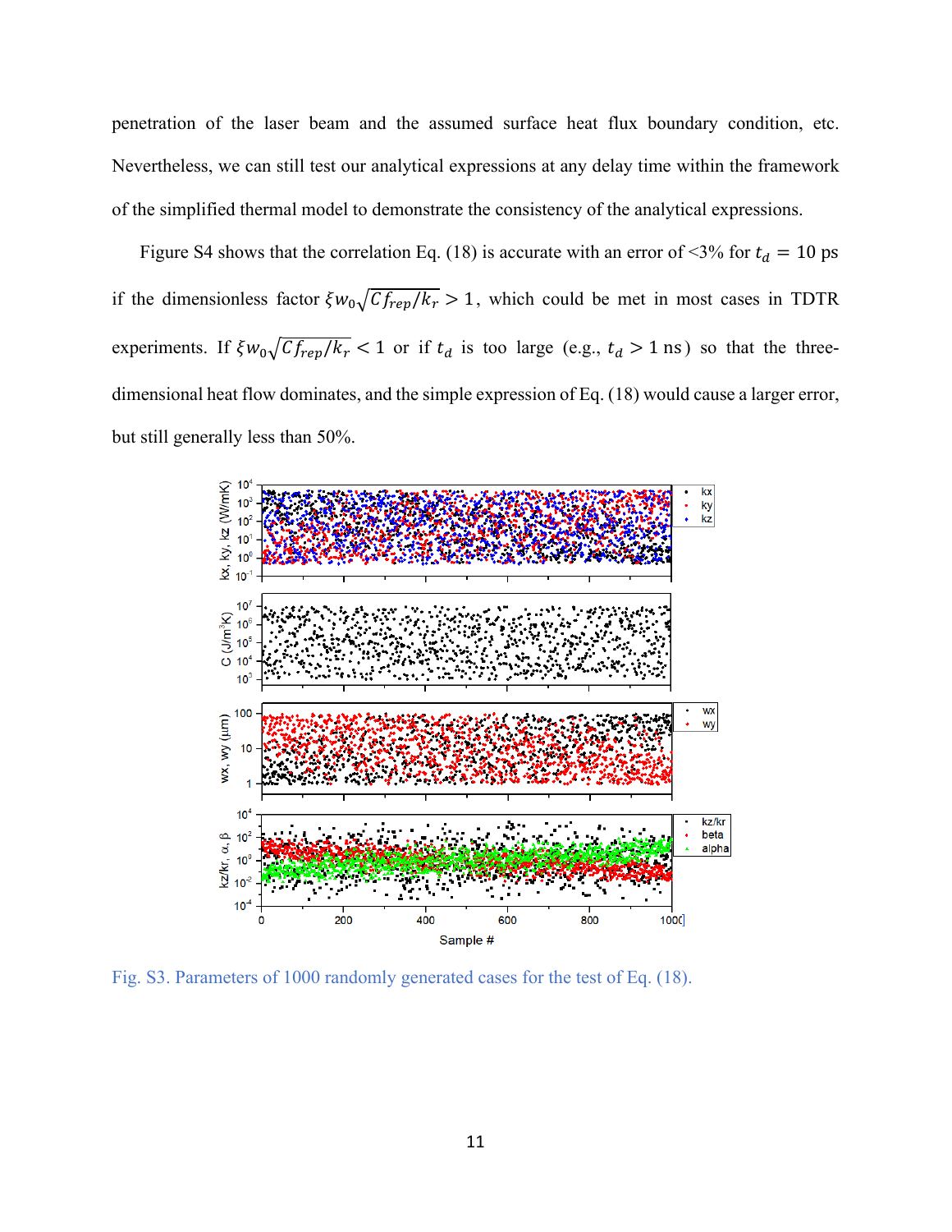penetration of the laser beam and the assumed surface heat flux boundary condition, etc. Nevertheless, we can still test our analytical expressions at any delay time within the framework of the simplified thermal model to demonstrate the consistency of the analytical expressions.

Figure S4 shows that the correlation Eq. (18) is accurate with an error of <3% for $t_d = 10$ ps if the dimensionless factor $\xi w_0 \sqrt{C f_{rep}/k_r} > 1$, which could be met in most cases in TDTR experiments. If $\xi w_0 \sqrt{C f_{rep}/k_r} < 1$ or if $t_d$ is too large (e.g., $t_d > 1$ ns) so that the three-dimensional heat flow dominates, and the simple expression of Eq. (18) would cause a larger error, but still generally less than 50%.

Fig. S3. Parameters of 1000 randomly generated cases for the test of Eq. (18).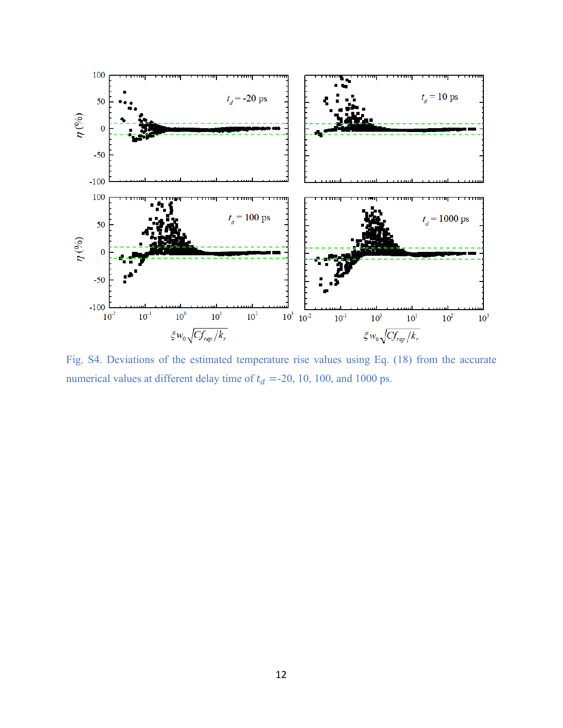Fig. S4. Deviations of the estimated temperature rise values using Eq. (18) from the accurate numerical values at different delay time of $t_d$ =-20, 10, 100, and 1000 ps.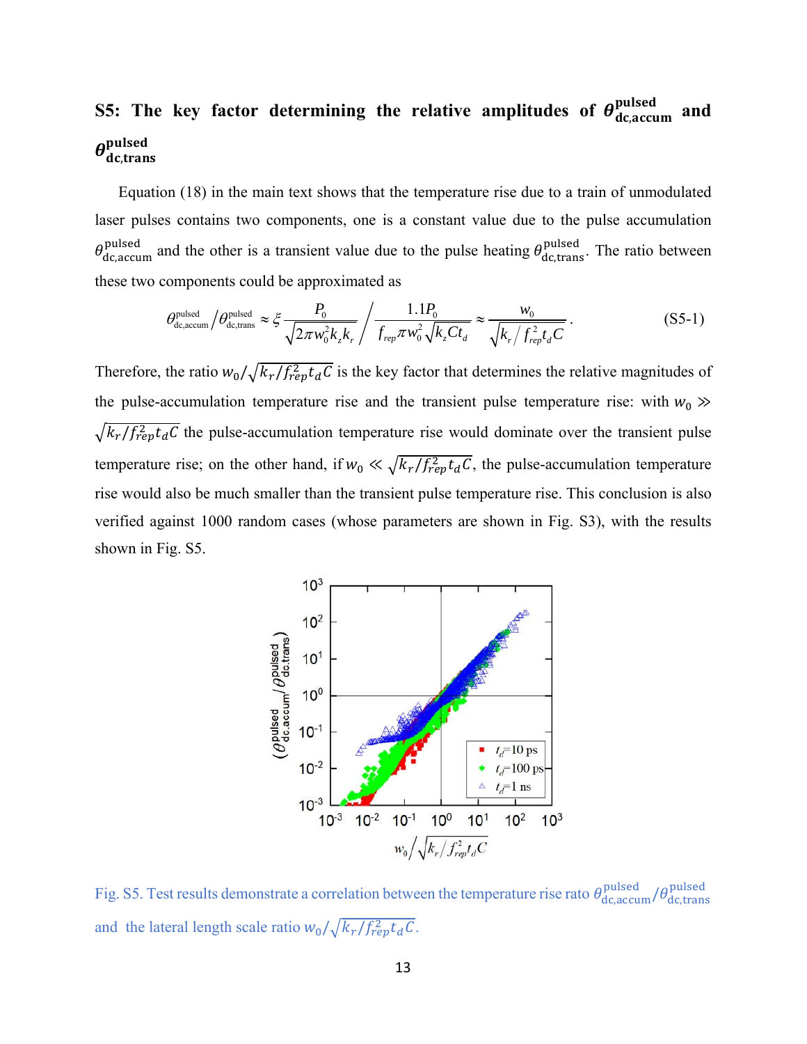## S5: The key factor determining the relative amplitudes of $\theta_{\text{dc,accum}}^{\text{pulsed}}$ and $\theta_{\text{dc,trans}}^{\text{pulsed}}$

Equation (18) in the main text shows that the temperature rise due to a train of unmodulated laser pulses contains two components, one is a constant value due to the pulse accumulation $\theta_{\text{dc,accum}}^{\text{pulsed}}$ and the other is a transient value due to the pulse heating $\theta_{\text{dc,trans}}^{\text{pulsed}}$. The ratio between these two components could be approximated as

$$\theta_{\text{dc,accum}}^{\text{pulsed}} / \theta_{\text{dc,trans}}^{\text{pulsed}} \approx \xi \frac{P_0}{\sqrt{2\pi w_0^2 k_z k_r}} \Bigg/ \frac{1.1 P_0}{f_{rep} \pi w_0^2 \sqrt{k_z C t_d}} \approx \frac{w_0}{\sqrt{k_r / f_{rep}^2 t_d C}} . \tag{S5-1}$$

Therefore, the ratio $w_0/\sqrt{k_r/f_{rep}^2 t_d C}$ is the key factor that determines the relative magnitudes of the pulse-accumulation temperature rise and the transient pulse temperature rise: with $w_0 \gg \sqrt{k_r/f_{rep}^2 t_d C}$ the pulse-accumulation temperature rise would dominate over the transient pulse temperature rise; on the other hand, if $w_0 \ll \sqrt{k_r/f_{rep}^2 t_d C}$, the pulse-accumulation temperature rise would also be much smaller than the transient pulse temperature rise. This conclusion is also verified against 1000 random cases (whose parameters are shown in Fig. S3), with the results shown in Fig. S5.

Fig. S5. Test results demonstrate a correlation between the temperature rise rato $\theta_{\text{dc,accum}}^{\text{pulsed}}/\theta_{\text{dc,trans}}^{\text{pulsed}}$ and the lateral length scale ratio $w_0/\sqrt{k_r/f_{rep}^2 t_d C}$.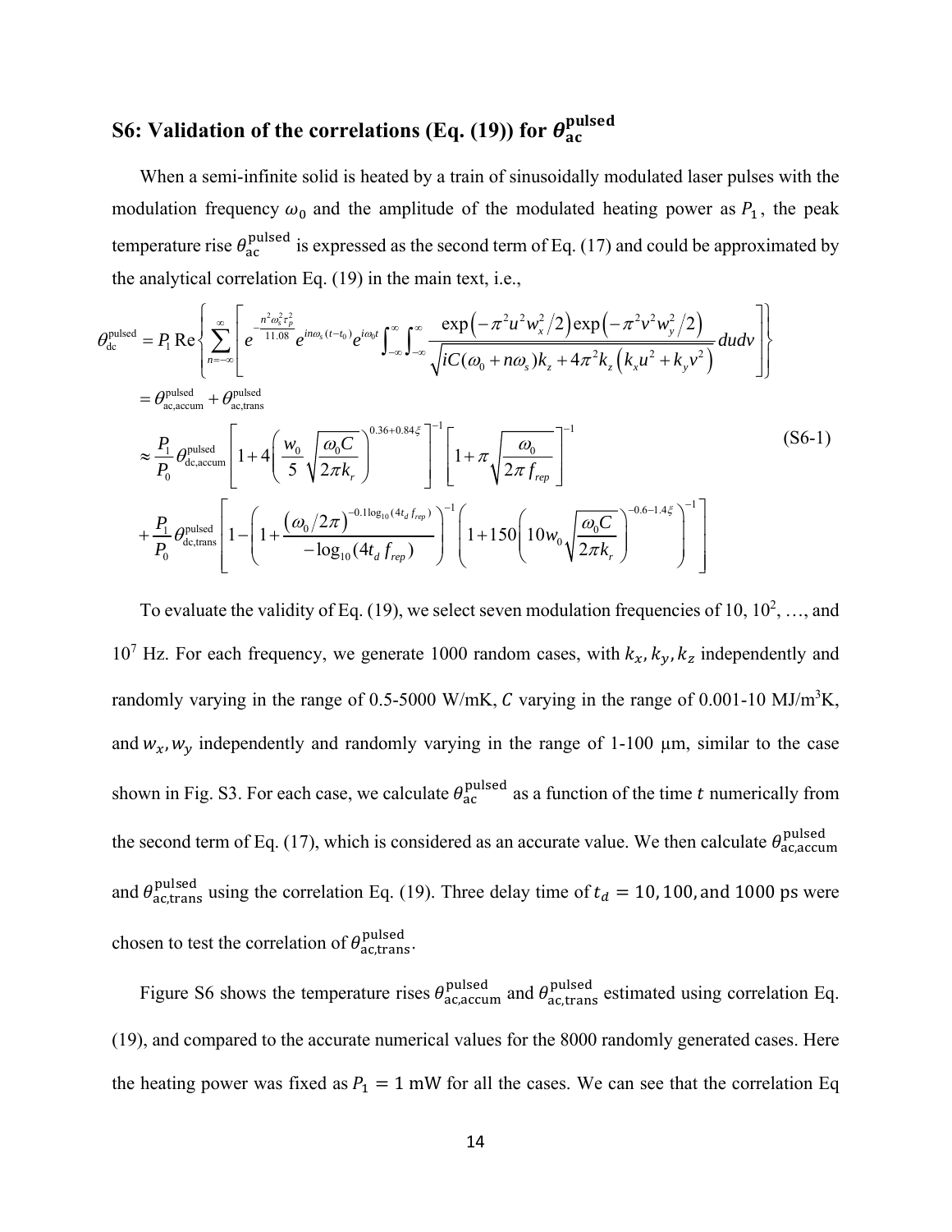## S6: Validation of the correlations (Eq. (19)) for $\theta_{\mathrm{ac}}^{\mathrm{pulsed}}$

When a semi-infinite solid is heated by a train of sinusoidally modulated laser pulses with the modulation frequency $\omega_0$ and the amplitude of the modulated heating power as $P_1$, the peak temperature rise $\theta_{\mathrm{ac}}^{\mathrm{pulsed}}$ is expressed as the second term of Eq. (17) and could be approximated by the analytical correlation Eq. (19) in the main text, i.e.,

$$
\begin{aligned}
\theta_{\mathrm{dc}}^{\mathrm{pulsed}} &= P_1 \operatorname{Re}\left\{ \sum_{n=-\infty}^{\infty} \left[ e^{-\frac{n^2 \omega_s^2 \tau_p^2}{11.08}} e^{in\omega_s (t-t_0)} e^{i\omega_0 t} \int_{-\infty}^{\infty}\int_{-\infty}^{\infty} \frac{\exp\left(-\pi^2 u^2 w_x^2/2\right)\exp\left(-\pi^2 v^2 w_y^2/2\right)}{\sqrt{iC(\omega_0+n\omega_s)k_z + 4\pi^2 k_z\left(k_x u^2 + k_y v^2\right)}} du dv \right] \right\} \\
&= \theta_{\mathrm{ac,accum}}^{\mathrm{pulsed}} + \theta_{\mathrm{ac,trans}}^{\mathrm{pulsed}} \\
&\approx \frac{P_1}{P_0}\theta_{\mathrm{dc,accum}}^{\mathrm{pulsed}} \left[1 + 4\left(\frac{w_0}{5}\sqrt{\frac{\omega_0 C}{2\pi k_r}}\right)^{0.36+0.84\xi}\right]^{-1} \left[1 + \pi\sqrt{\frac{\omega_0}{2\pi f_{rep}}}\right]^{-1} \\
&\quad + \frac{P_1}{P_0}\theta_{\mathrm{dc,trans}}^{\mathrm{pulsed}} \left[1 - \left(1 + \frac{\left(\omega_0/2\pi\right)^{-0.1\log_{10}(4t_d f_{rep})}}{-\log_{10}(4t_d f_{rep})}\right)^{-1} \left(1 + 150\left(10 w_0\sqrt{\frac{\omega_0 C}{2\pi k_r}}\right)^{-0.6-1.4\xi}\right)^{-1}\right]
\end{aligned}
\tag{S6-1}
$$

To evaluate the validity of Eq. (19), we select seven modulation frequencies of 10, $10^2$, …, and $10^7$ Hz. For each frequency, we generate 1000 random cases, with $k_x, k_y, k_z$ independently and randomly varying in the range of 0.5-5000 W/mK, $C$ varying in the range of 0.001-10 MJ/m$^3$K, and $w_x, w_y$ independently and randomly varying in the range of 1-100 μm, similar to the case shown in Fig. S3. For each case, we calculate $\theta_{\mathrm{ac}}^{\mathrm{pulsed}}$ as a function of the time $t$ numerically from the second term of Eq. (17), which is considered as an accurate value. We then calculate $\theta_{\mathrm{ac,accum}}^{\mathrm{pulsed}}$ and $\theta_{\mathrm{ac,trans}}^{\mathrm{pulsed}}$ using the correlation Eq. (19). Three delay time of $t_d = 10, 100,$ and $1000$ ps were chosen to test the correlation of $\theta_{\mathrm{ac,trans}}^{\mathrm{pulsed}}$.

Figure S6 shows the temperature rises $\theta_{\mathrm{ac,accum}}^{\mathrm{pulsed}}$ and $\theta_{\mathrm{ac,trans}}^{\mathrm{pulsed}}$ estimated using correlation Eq. (19), and compared to the accurate numerical values for the 8000 randomly generated cases. Here the heating power was fixed as $P_1 = 1$ mW for all the cases. We can see that the correlation Eq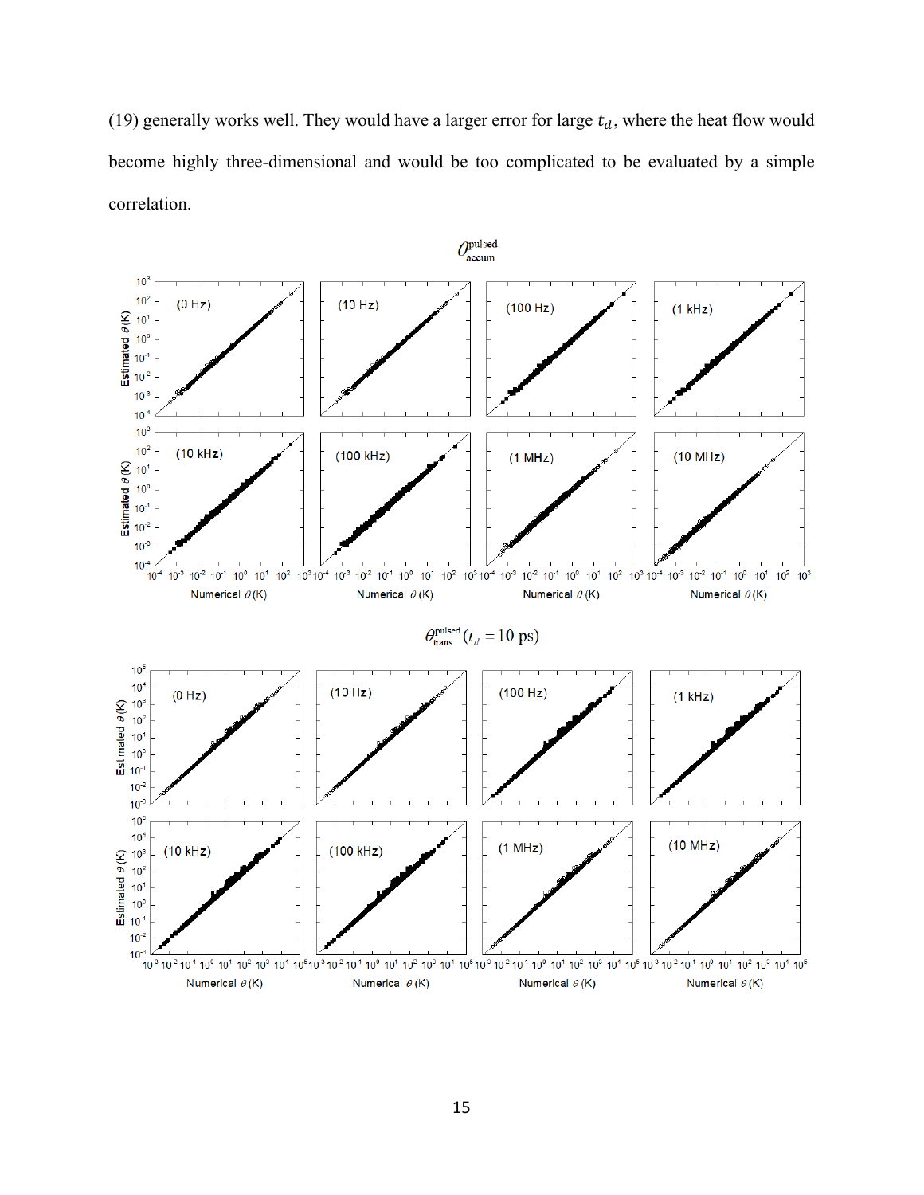(19) generally works well. They would have a larger error for large $t_d$, where the heat flow would become highly three-dimensional and would be too complicated to be evaluated by a simple correlation.

$$\theta_{\text{accum}}^{\text{pulsed}}$$

$$\theta_{\text{trans}}^{\text{pulsed}}(t_d = 10\ \text{ps})$$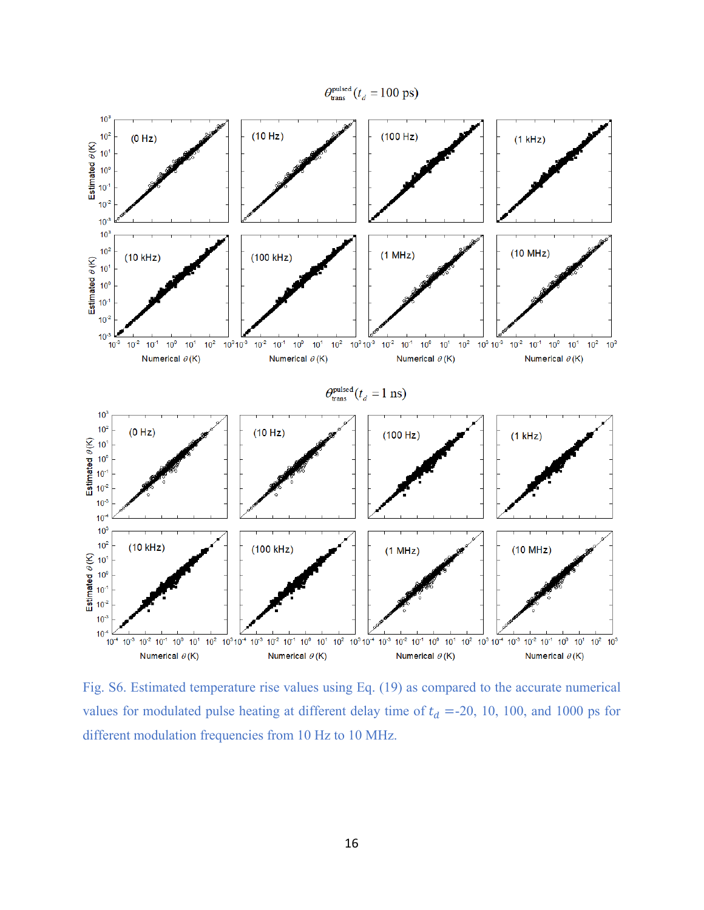Fig. S6. Estimated temperature rise values using Eq. (19) as compared to the accurate numerical values for modulated pulse heating at different delay time of $t_d$ =-20, 10, 100, and 1000 ps for different modulation frequencies from 10 Hz to 10 MHz.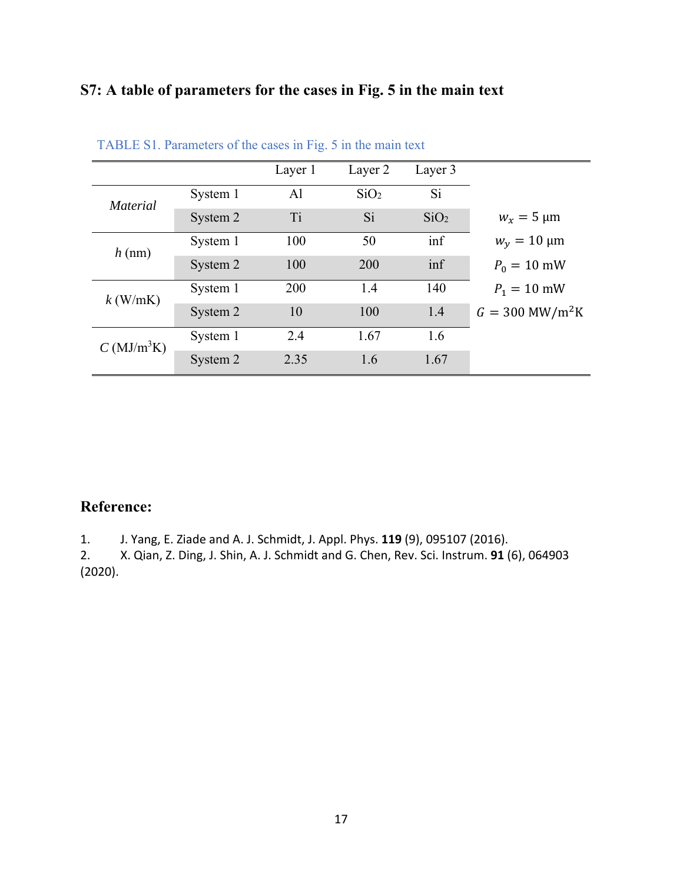## S7: A table of parameters for the cases in Fig. 5 in the main text

TABLE S1. Parameters of the cases in Fig. 5 in the main text

| | | Layer 1 | Layer 2 | Layer 3 | |
|---|---|---|---|---|---|
| *Material* | System 1 | Al | $SiO_2$ | Si | |
| | System 2 | Ti | Si | $SiO_2$ | $w_x = 5$ μm |
| *h* (nm) | System 1 | 100 | 50 | inf | $w_y = 10$ μm |
| | System 2 | 100 | 200 | inf | $P_0 = 10$ mW |
| *k* (W/mK) | System 1 | 200 | 1.4 | 140 | $P_1 = 10$ mW |
| | System 2 | 10 | 100 | 1.4 | $G = 300$ MW/m$^2$K |
| *C* (MJ/m$^3$K) | System 1 | 2.4 | 1.67 | 1.6 | |
| | System 2 | 2.35 | 1.6 | 1.67 | |

## Reference:

1. J. Yang, E. Ziade and A. J. Schmidt, J. Appl. Phys. **119** (9), 095107 (2016).
2. X. Qian, Z. Ding, J. Shin, A. J. Schmidt and G. Chen, Rev. Sci. Instrum. **91** (6), 064903 (2020).